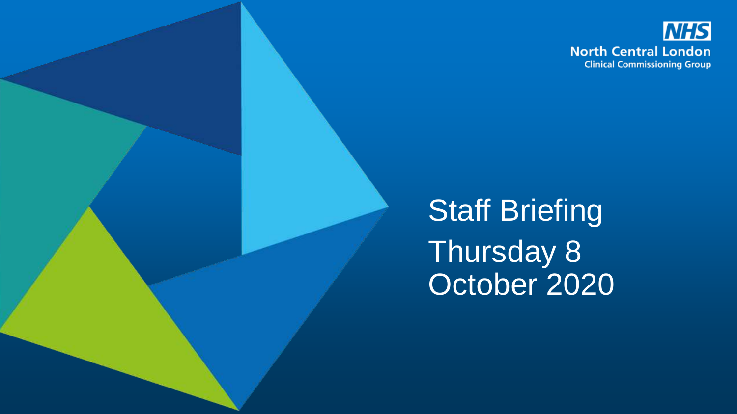NHS
North Central London
Clinical Commissioning Group

# Staff Briefing
# Thursday 8 October 2020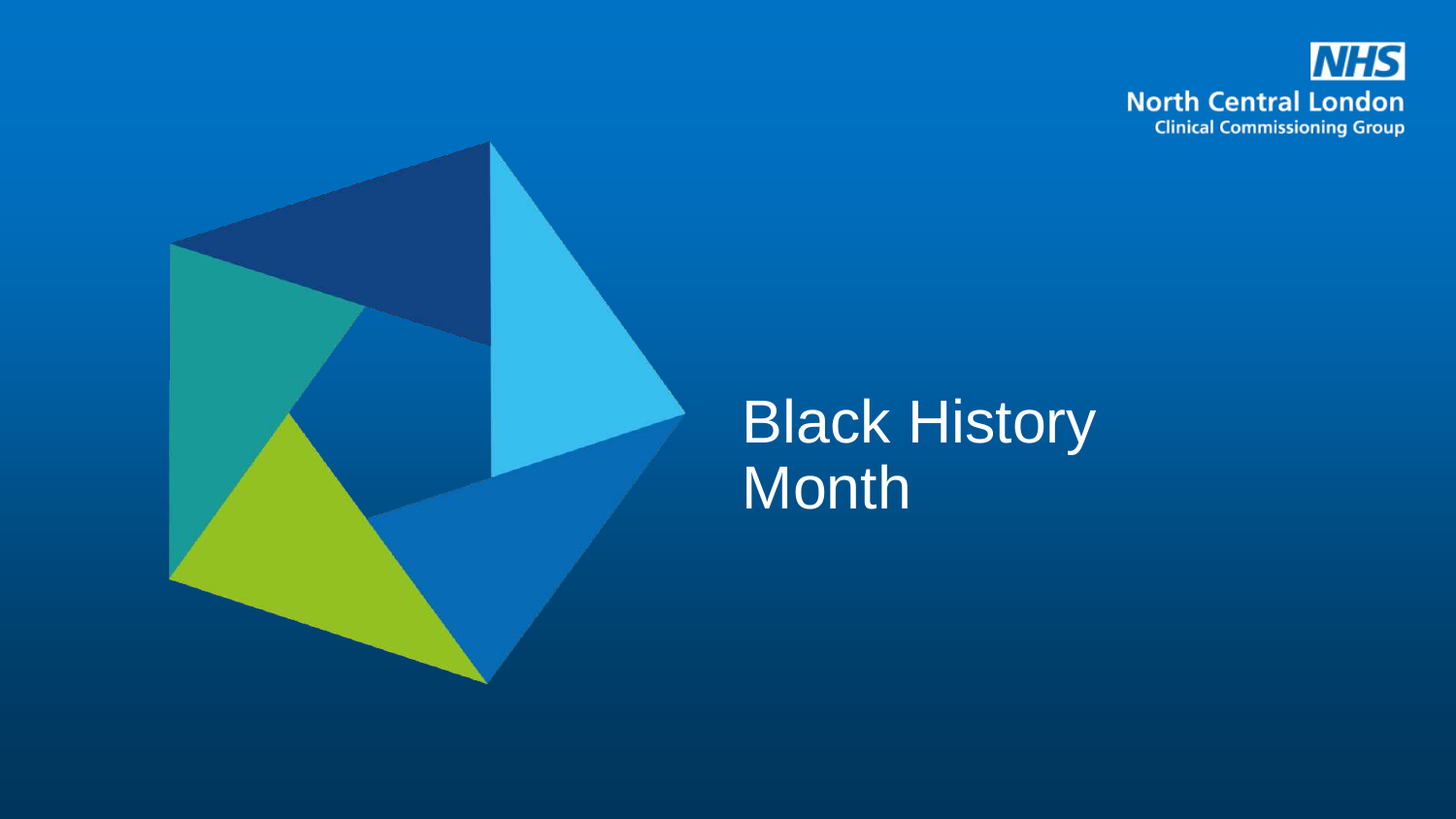NHS
North Central London
Clinical Commissioning Group

# Black History Month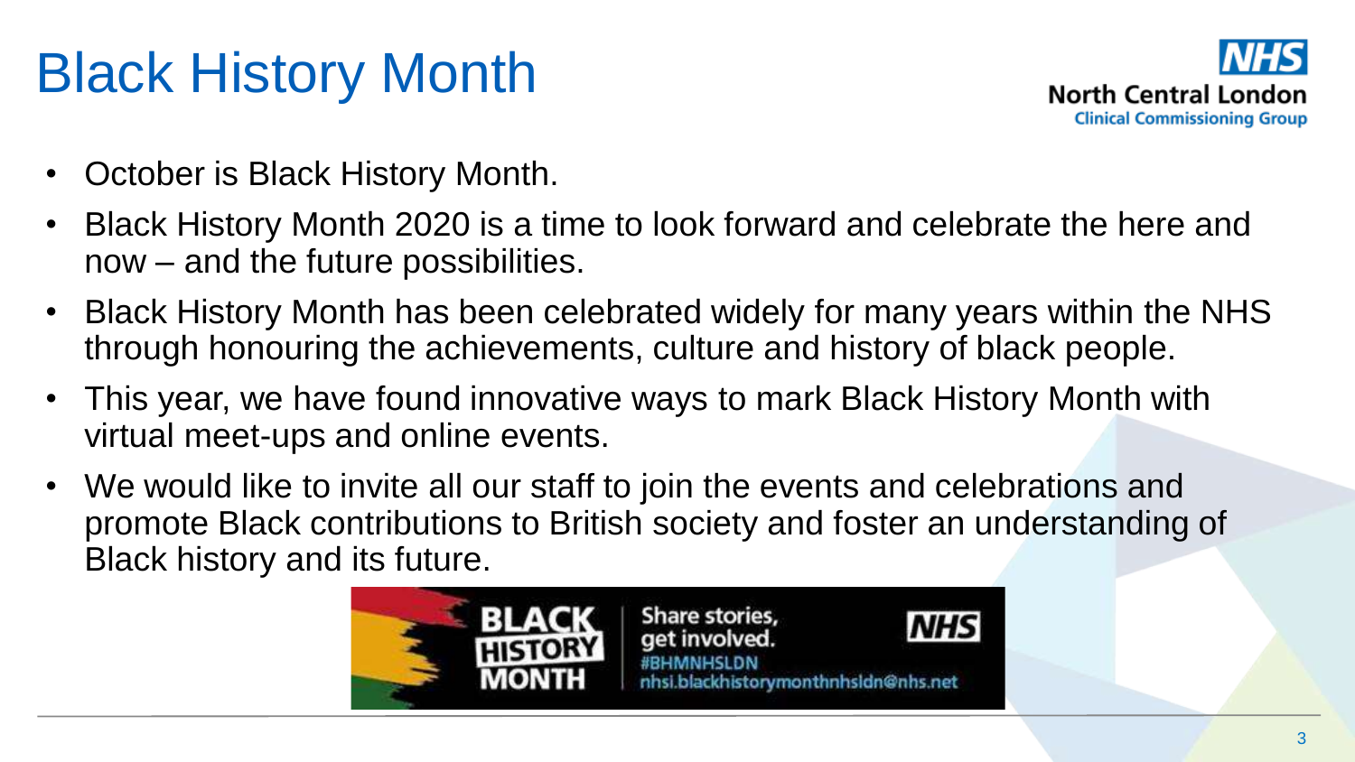# Black History Month

- October is Black History Month.
- Black History Month 2020 is a time to look forward and celebrate the here and now – and the future possibilities.
- Black History Month has been celebrated widely for many years within the NHS through honouring the achievements, culture and history of black people.
- This year, we have found innovative ways to mark Black History Month with virtual meet-ups and online events.
- We would like to invite all our staff to join the events and celebrations and promote Black contributions to British society and foster an understanding of Black history and its future.

BLACK HISTORY MONTH

Share stories, get involved.

#BHMNHSLDN

nhsi.blackhistorymonthnhsldn@nhs.net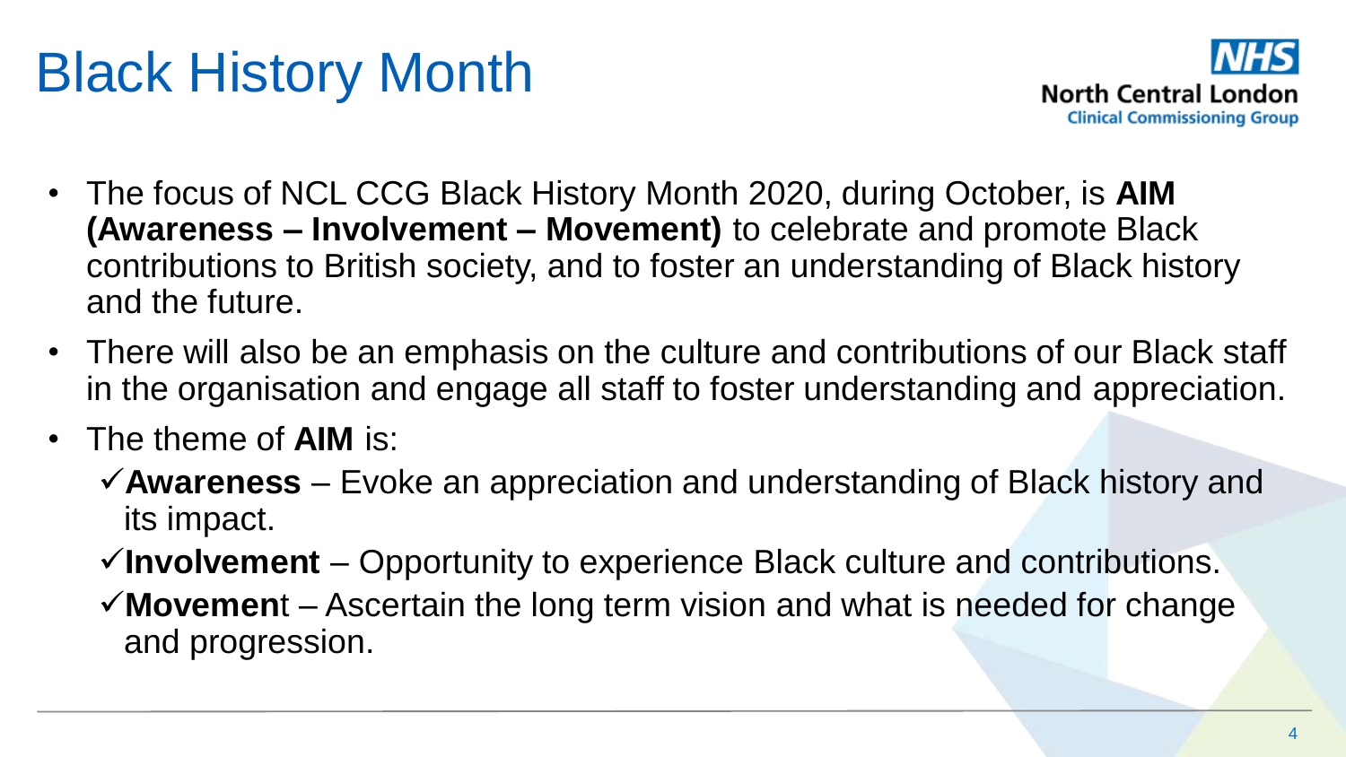# Black History Month

**NHS North Central London Clinical Commissioning Group**

- The focus of NCL CCG Black History Month 2020, during October, is **AIM (Awareness – Involvement – Movement)** to celebrate and promote Black contributions to British society, and to foster an understanding of Black history and the future.
- There will also be an emphasis on the culture and contributions of our Black staff in the organisation and engage all staff to foster understanding and appreciation.
- The theme of **AIM** is:
  - ✓**Awareness** – Evoke an appreciation and understanding of Black history and its impact.
  - ✓**Involvement** – Opportunity to experience Black culture and contributions.
  - ✓**Movement** – Ascertain the long term vision and what is needed for change and progression.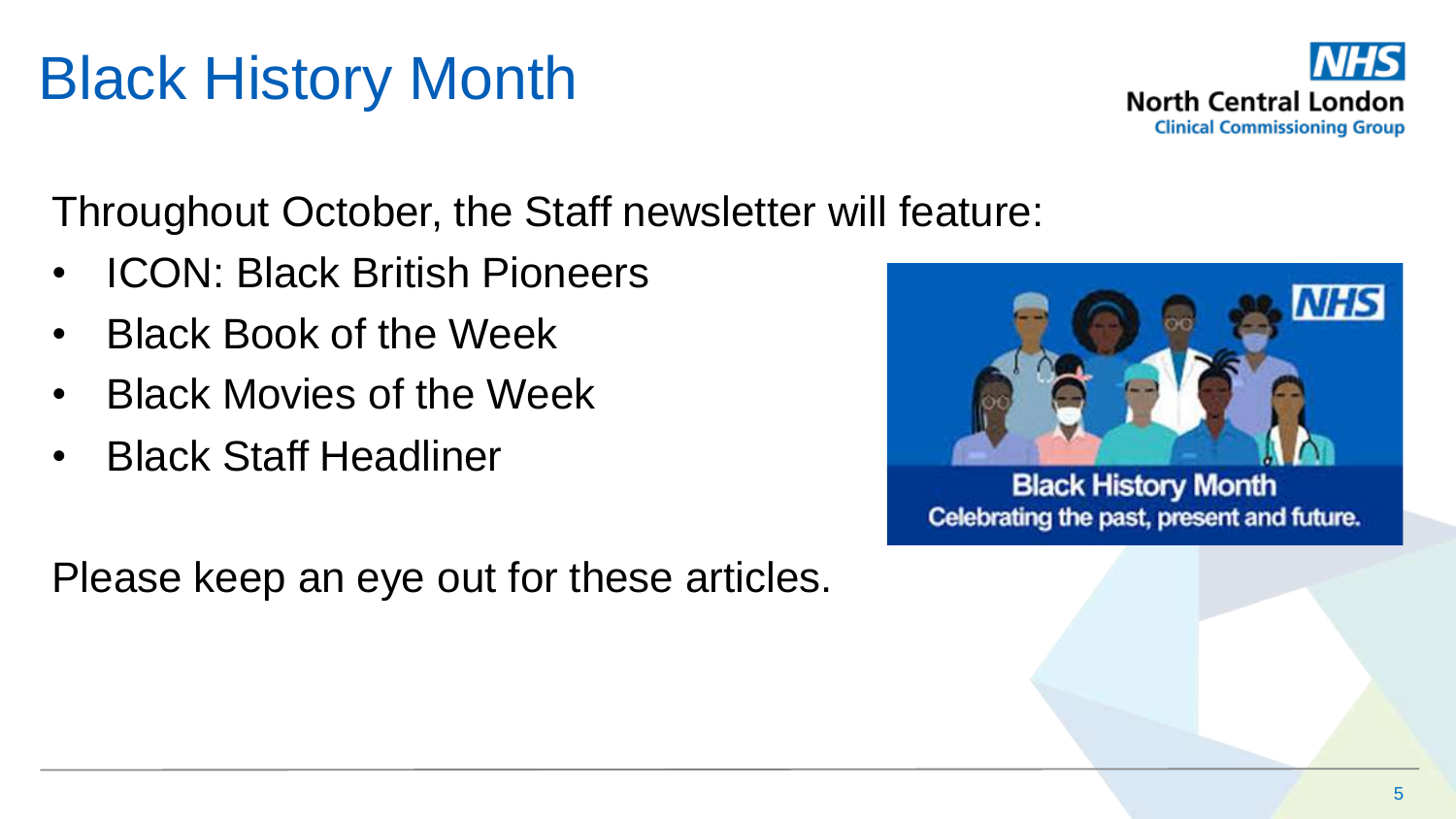# Black History Month

Throughout October, the Staff newsletter will feature:

- ICON: Black British Pioneers
- Black Book of the Week
- Black Movies of the Week
- Black Staff Headliner

Please keep an eye out for these articles.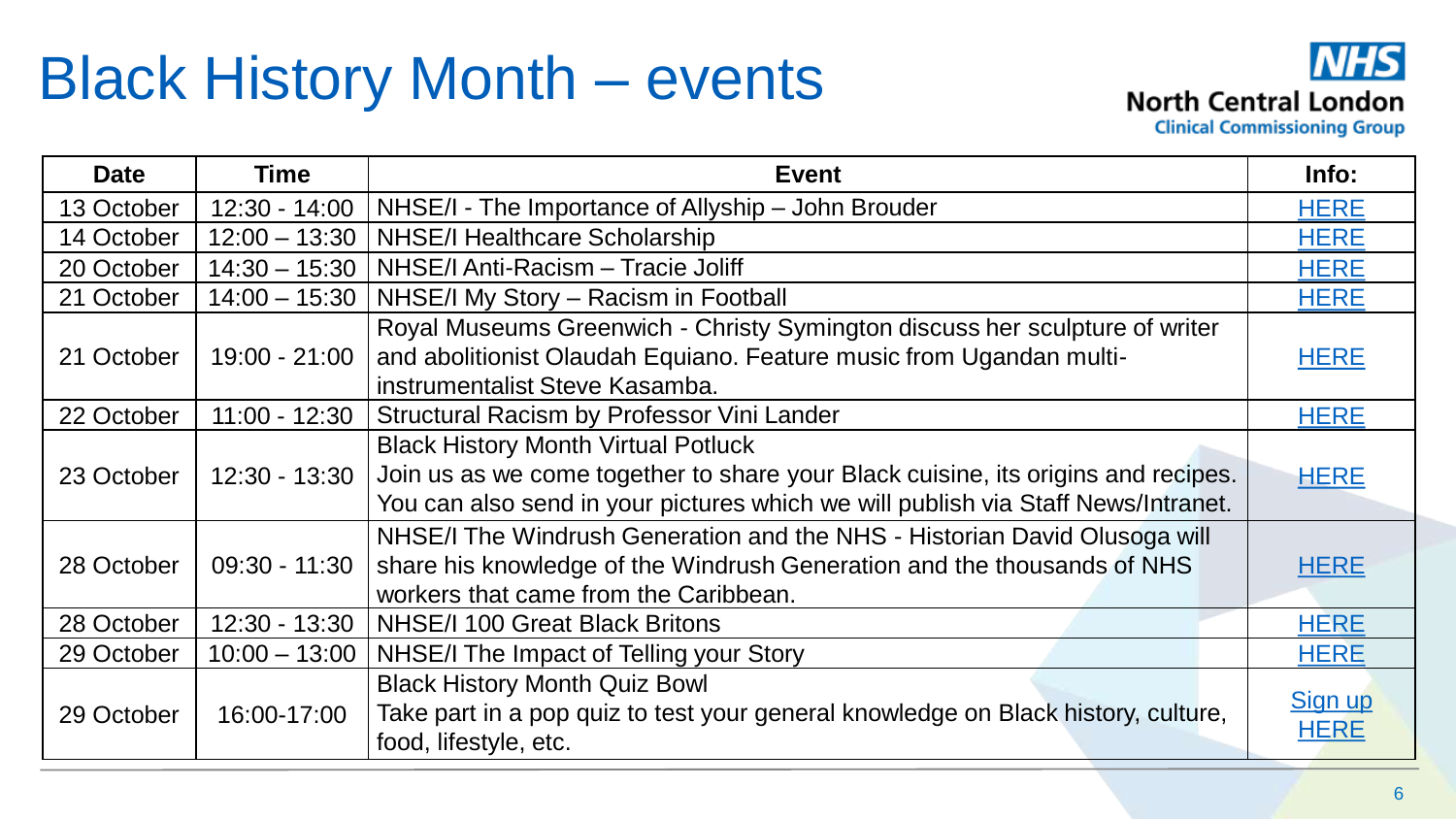# Black History Month – events

NHS North Central London Clinical Commissioning Group

| Date | Time | Event | Info: |
| --- | --- | --- | --- |
| 13 October | 12:30 - 14:00 | NHSE/I - The Importance of Allyship – John Brouder | HERE |
| 14 October | 12:00 – 13:30 | NHSE/I Healthcare Scholarship | HERE |
| 20 October | 14:30 – 15:30 | NHSE/I Anti-Racism – Tracie Joliff | HERE |
| 21 October | 14:00 – 15:30 | NHSE/I My Story – Racism in Football | HERE |
| 21 October | 19:00 - 21:00 | Royal Museums Greenwich - Christy Symington discuss her sculpture of writer and abolitionist Olaudah Equiano. Feature music from Ugandan multi-instrumentalist Steve Kasamba. | HERE |
| 22 October | 11:00 - 12:30 | Structural Racism by Professor Vini Lander | HERE |
| 23 October | 12:30 - 13:30 | Black History Month Virtual Potluck<br>Join us as we come together to share your Black cuisine, its origins and recipes. You can also send in your pictures which we will publish via Staff News/Intranet. | HERE |
| 28 October | 09:30 - 11:30 | NHSE/I The Windrush Generation and the NHS - Historian David Olusoga will share his knowledge of the Windrush Generation and the thousands of NHS workers that came from the Caribbean. | HERE |
| 28 October | 12:30 - 13:30 | NHSE/I 100 Great Black Britons | HERE |
| 29 October | 10:00 – 13:00 | NHSE/I The Impact of Telling your Story | HERE |
| 29 October | 16:00-17:00 | Black History Month Quiz Bowl<br>Take part in a pop quiz to test your general knowledge on Black history, culture, food, lifestyle, etc. | Sign up HERE |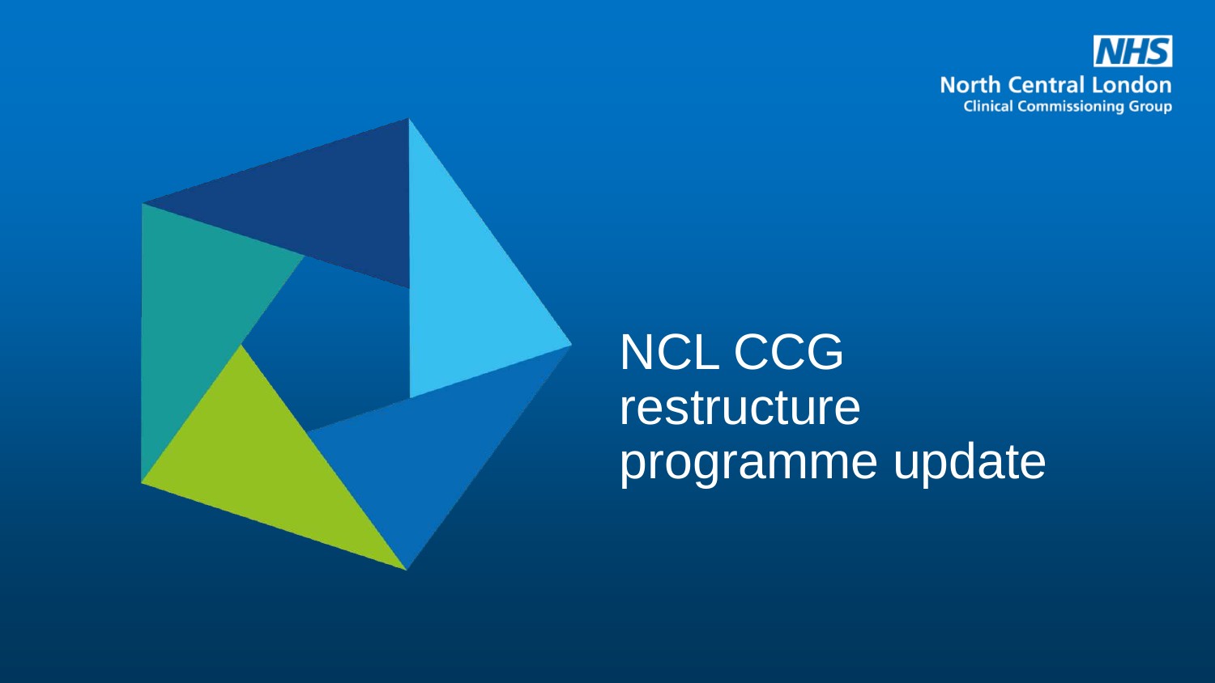NHS
North Central London
Clinical Commissioning Group

# NCL CCG restructure programme update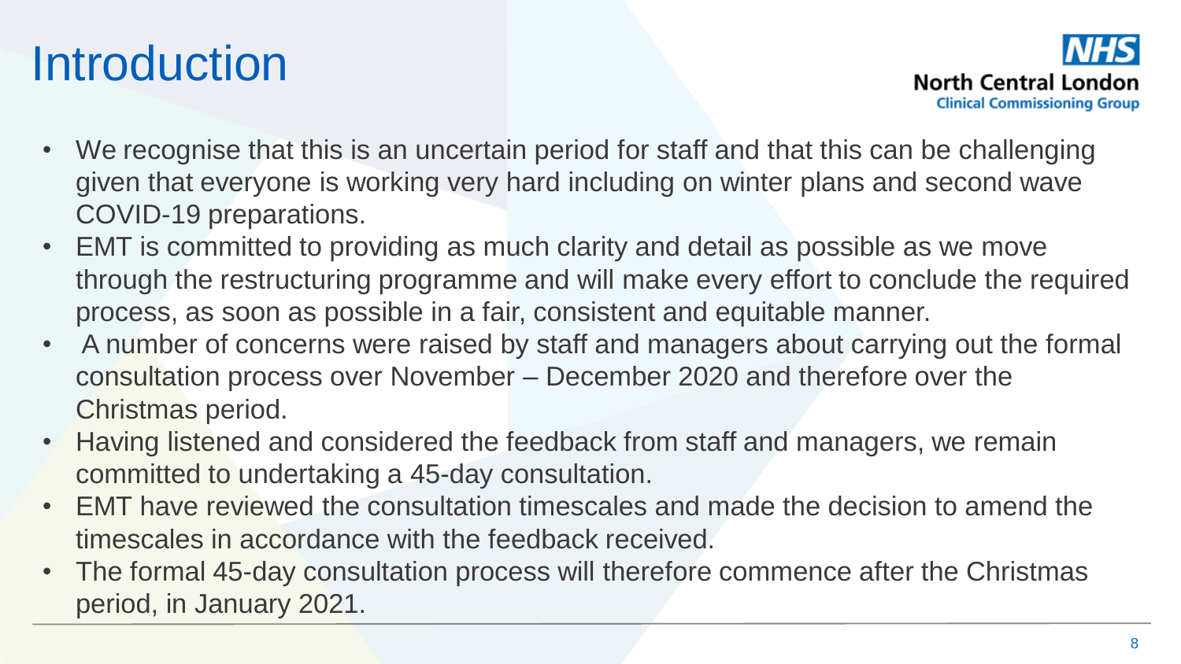# Introduction

- We recognise that this is an uncertain period for staff and that this can be challenging given that everyone is working very hard including on winter plans and second wave COVID-19 preparations.
- EMT is committed to providing as much clarity and detail as possible as we move through the restructuring programme and will make every effort to conclude the required process, as soon as possible in a fair, consistent and equitable manner.
- A number of concerns were raised by staff and managers about carrying out the formal consultation process over November – December 2020 and therefore over the Christmas period.
- Having listened and considered the feedback from staff and managers, we remain committed to undertaking a 45-day consultation.
- EMT have reviewed the consultation timescales and made the decision to amend the timescales in accordance with the feedback received.
- The formal 45-day consultation process will therefore commence after the Christmas period, in January 2021.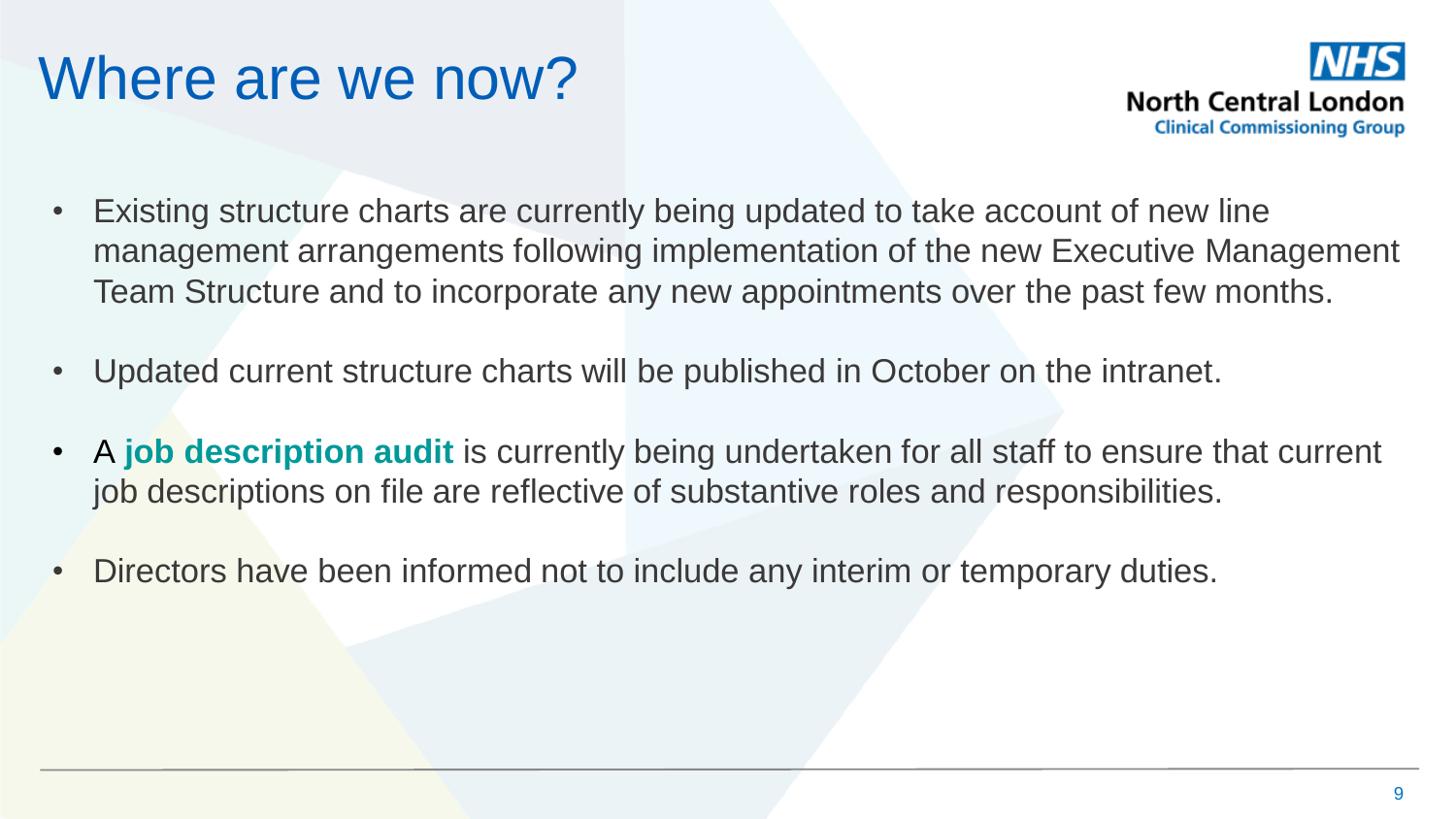# Where are we now?

- Existing structure charts are currently being updated to take account of new line management arrangements following implementation of the new Executive Management Team Structure and to incorporate any new appointments over the past few months.

- Updated current structure charts will be published in October on the intranet.

- A **job description audit** is currently being undertaken for all staff to ensure that current job descriptions on file are reflective of substantive roles and responsibilities.

- Directors have been informed not to include any interim or temporary duties.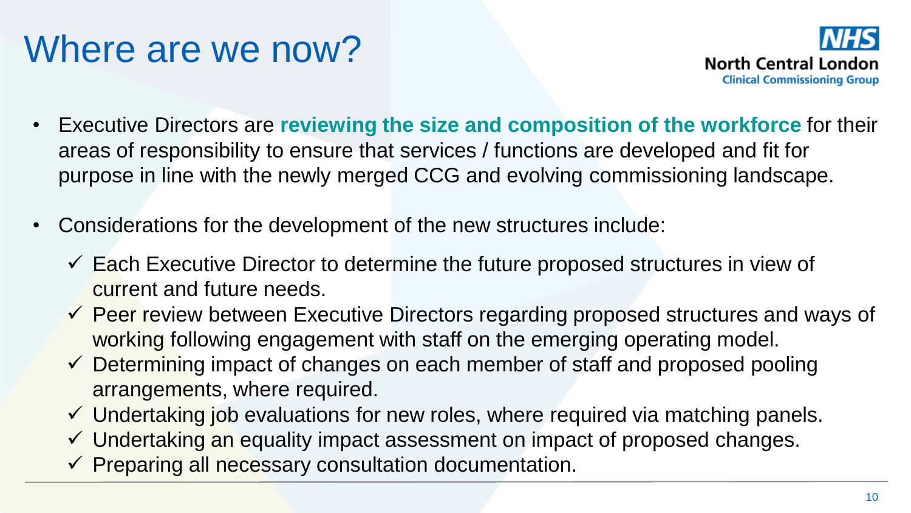# Where are we now?

NHS North Central London Clinical Commissioning Group

- Executive Directors are **reviewing the size and composition of the workforce** for their areas of responsibility to ensure that services / functions are developed and fit for purpose in line with the newly merged CCG and evolving commissioning landscape.
- Considerations for the development of the new structures include:
  - ✓ Each Executive Director to determine the future proposed structures in view of current and future needs.
  - ✓ Peer review between Executive Directors regarding proposed structures and ways of working following engagement with staff on the emerging operating model.
  - ✓ Determining impact of changes on each member of staff and proposed pooling arrangements, where required.
  - ✓ Undertaking job evaluations for new roles, where required via matching panels.
  - ✓ Undertaking an equality impact assessment on impact of proposed changes.
  - ✓ Preparing all necessary consultation documentation.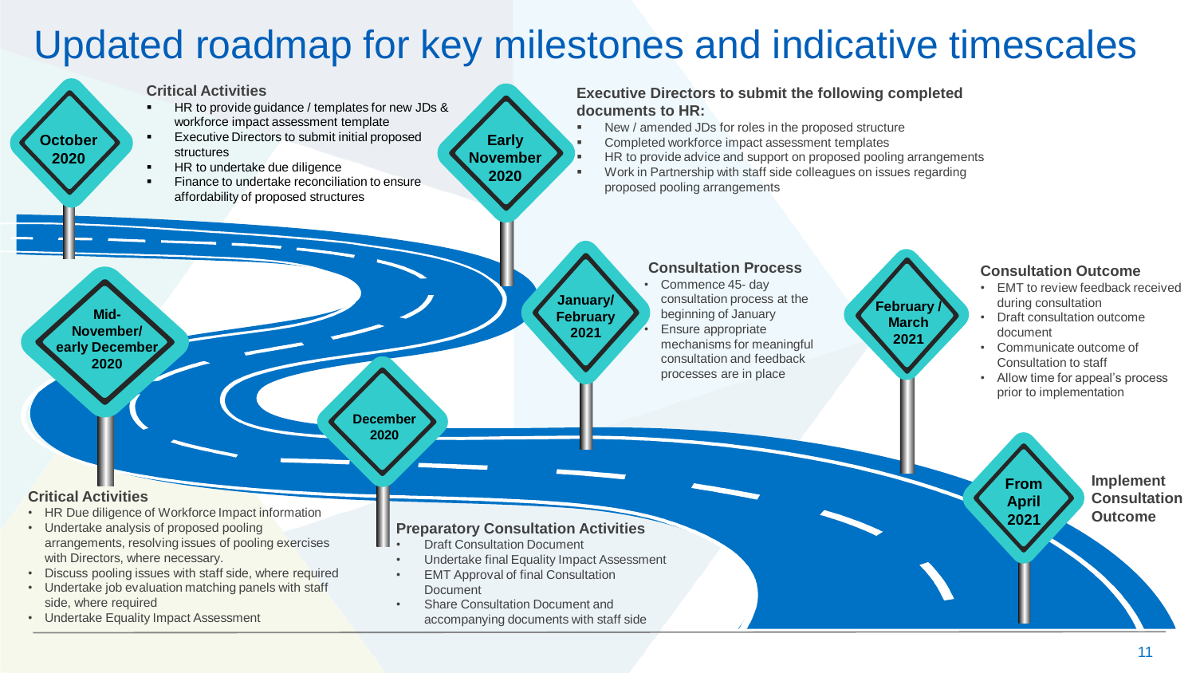# Updated roadmap for key milestones and indicative timescales

## October 2020

**Critical Activities**

- HR to provide guidance / templates for new JDs & workforce impact assessment template
- Executive Directors to submit initial proposed structures
- HR to undertake due diligence
- Finance to undertake reconciliation to ensure affordability of proposed structures

## Early November 2020

**Executive Directors to submit the following completed documents to HR:**

- New / amended JDs for roles in the proposed structure
- Completed workforce impact assessment templates
- HR to provide advice and support on proposed pooling arrangements
- Work in Partnership with staff side colleagues on issues regarding proposed pooling arrangements

## Mid-November/ early December 2020

**Critical Activities**

- HR Due diligence of Workforce Impact information
- Undertake analysis of proposed pooling arrangements, resolving issues of pooling exercises with Directors, where necessary.
- Discuss pooling issues with staff side, where required
- Undertake job evaluation matching panels with staff side, where required
- Undertake Equality Impact Assessment

## December 2020

**Preparatory Consultation Activities**

- Draft Consultation Document
- Undertake final Equality Impact Assessment
- EMT Approval of final Consultation Document
- Share Consultation Document and accompanying documents with staff side

## January/ February 2021

**Consultation Process**

- Commence 45- day consultation process at the beginning of January
- Ensure appropriate mechanisms for meaningful consultation and feedback processes are in place

## February / March 2021

**Consultation Outcome**

- EMT to review feedback received during consultation
- Draft consultation outcome document
- Communicate outcome of Consultation to staff
- Allow time for appeal's process prior to implementation

## From April 2021

**Implement Consultation Outcome**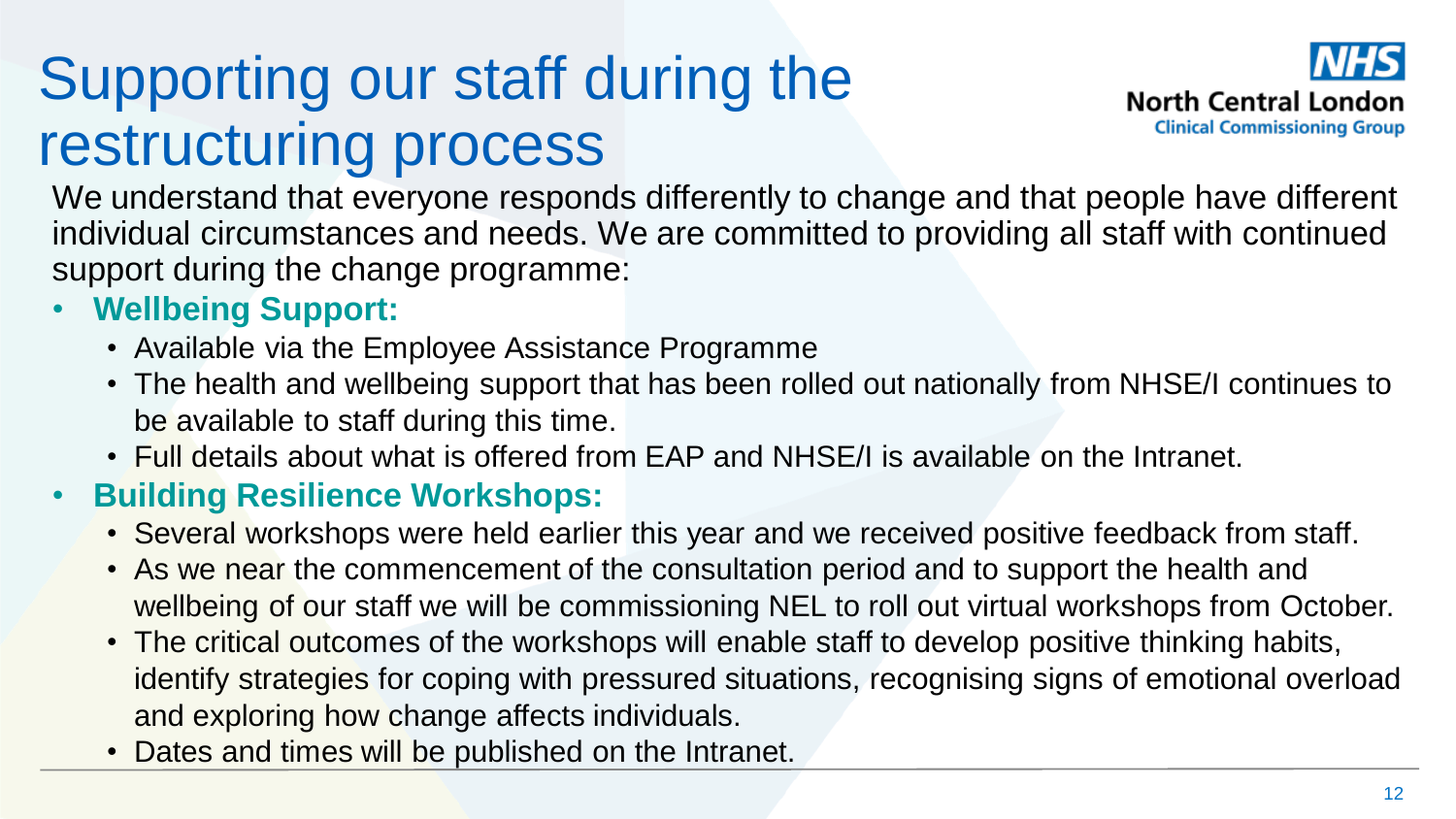# Supporting our staff during the restructuring process

North Central London Clinical Commissioning Group

We understand that everyone responds differently to change and that people have different individual circumstances and needs. We are committed to providing all staff with continued support during the change programme:

- **Wellbeing Support:**
  - Available via the Employee Assistance Programme
  - The health and wellbeing support that has been rolled out nationally from NHSE/I continues to be available to staff during this time.
  - Full details about what is offered from EAP and NHSE/I is available on the Intranet.
- **Building Resilience Workshops:**
  - Several workshops were held earlier this year and we received positive feedback from staff.
  - As we near the commencement of the consultation period and to support the health and wellbeing of our staff we will be commissioning NEL to roll out virtual workshops from October.
  - The critical outcomes of the workshops will enable staff to develop positive thinking habits, identify strategies for coping with pressured situations, recognising signs of emotional overload and exploring how change affects individuals.
  - Dates and times will be published on the Intranet.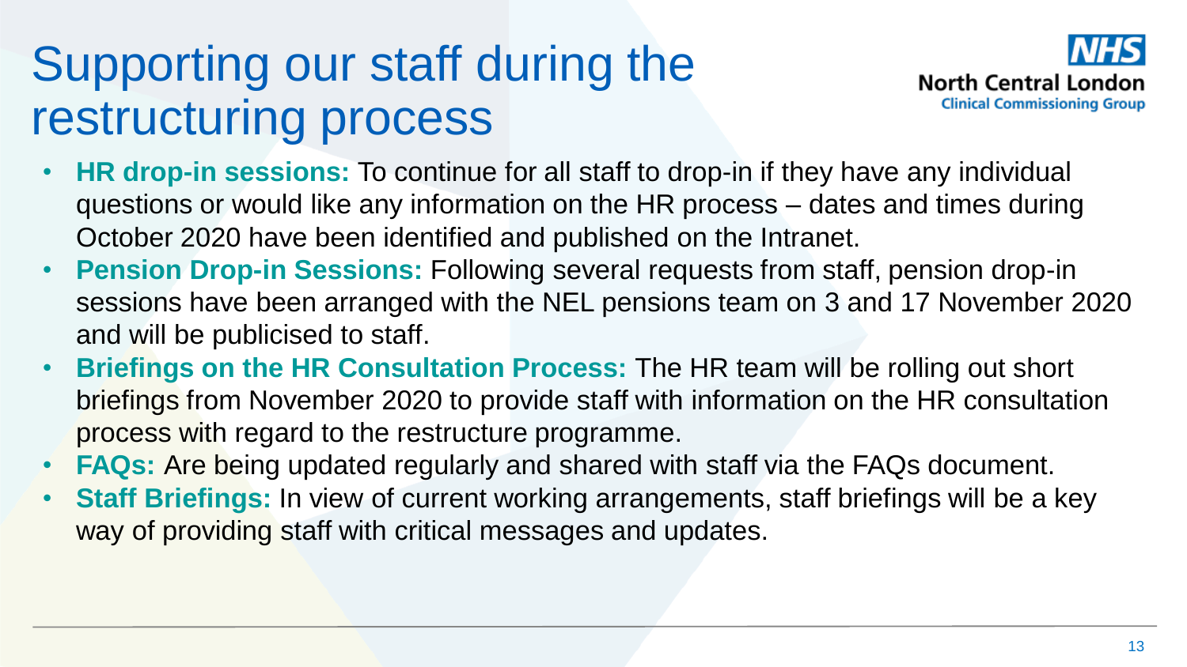# Supporting our staff during the restructuring process

NHS
North Central London
Clinical Commissioning Group

- **HR drop-in sessions:** To continue for all staff to drop-in if they have any individual questions or would like any information on the HR process – dates and times during October 2020 have been identified and published on the Intranet.
- **Pension Drop-in Sessions:** Following several requests from staff, pension drop-in sessions have been arranged with the NEL pensions team on 3 and 17 November 2020 and will be publicised to staff.
- **Briefings on the HR Consultation Process:** The HR team will be rolling out short briefings from November 2020 to provide staff with information on the HR consultation process with regard to the restructure programme.
- **FAQs:** Are being updated regularly and shared with staff via the FAQs document.
- **Staff Briefings:** In view of current working arrangements, staff briefings will be a key way of providing staff with critical messages and updates.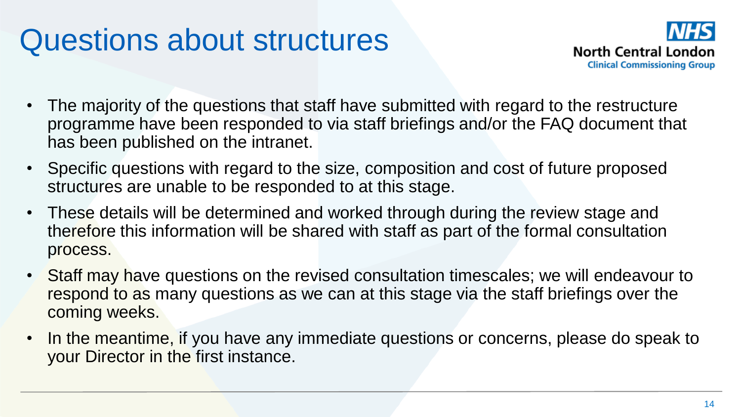# Questions about structures

- The majority of the questions that staff have submitted with regard to the restructure programme have been responded to via staff briefings and/or the FAQ document that has been published on the intranet.
- Specific questions with regard to the size, composition and cost of future proposed structures are unable to be responded to at this stage.
- These details will be determined and worked through during the review stage and therefore this information will be shared with staff as part of the formal consultation process.
- Staff may have questions on the revised consultation timescales; we will endeavour to respond to as many questions as we can at this stage via the staff briefings over the coming weeks.
- In the meantime, if you have any immediate questions or concerns, please do speak to your Director in the first instance.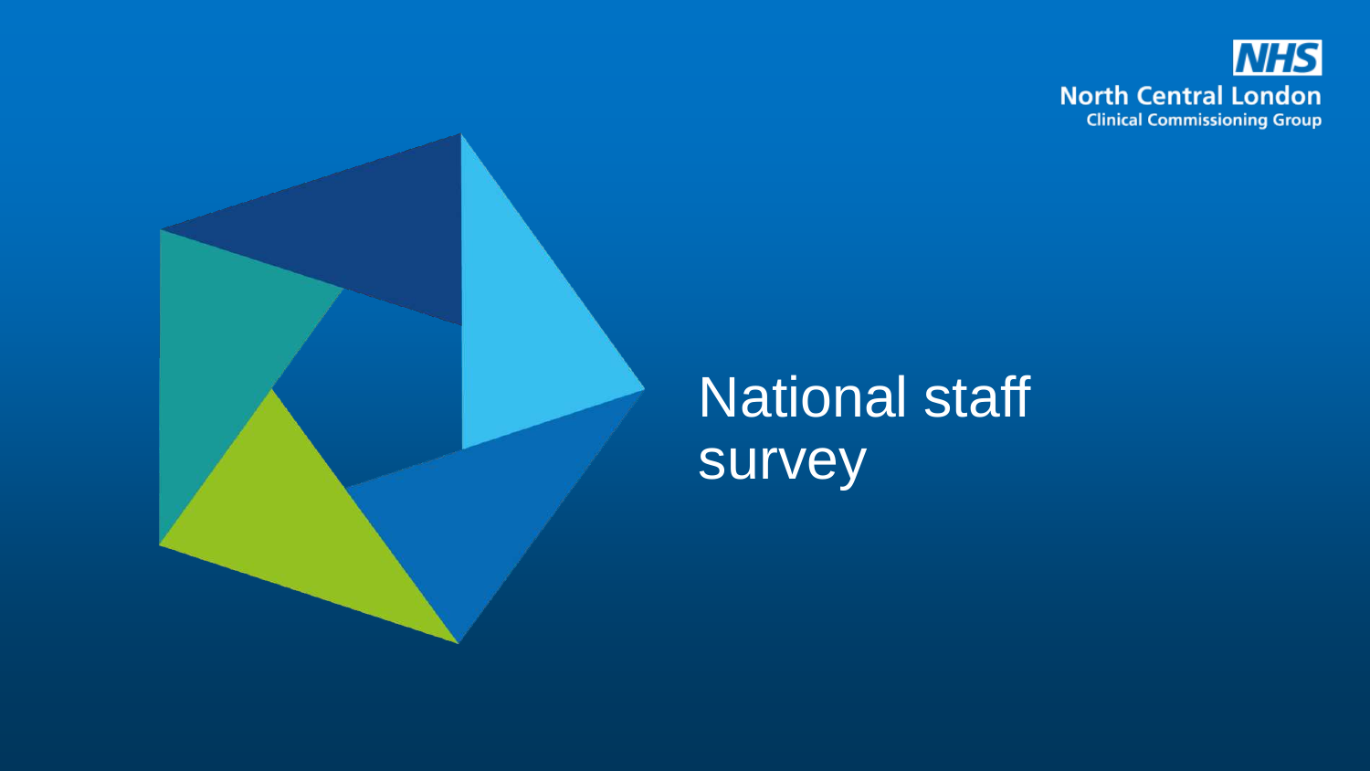NHS
North Central London
Clinical Commissioning Group

# National staff survey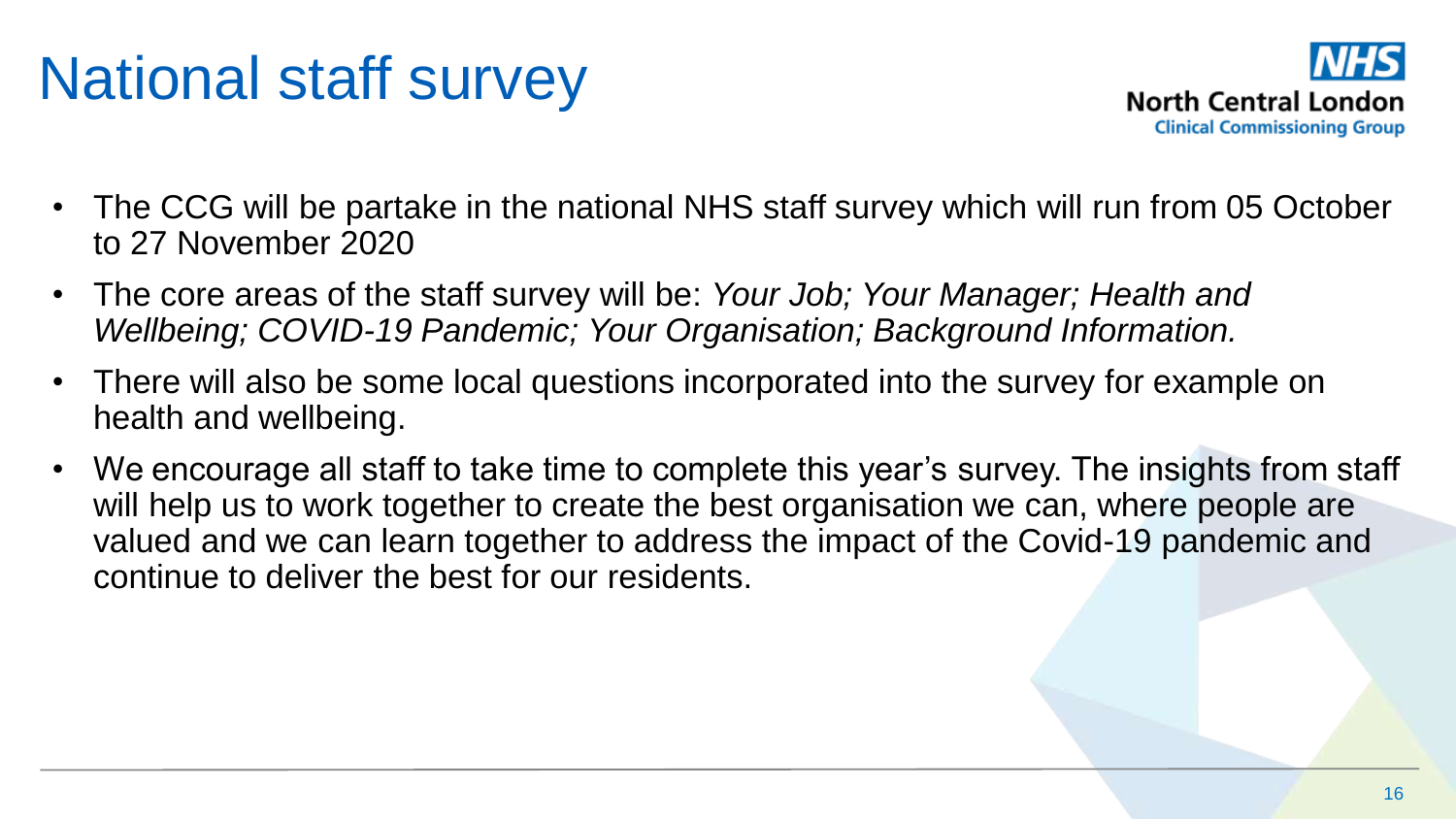# National staff survey

- The CCG will be partake in the national NHS staff survey which will run from 05 October to 27 November 2020
- The core areas of the staff survey will be: *Your Job; Your Manager; Health and Wellbeing; COVID-19 Pandemic; Your Organisation; Background Information.*
- There will also be some local questions incorporated into the survey for example on health and wellbeing.
- We encourage all staff to take time to complete this year's survey. The insights from staff will help us to work together to create the best organisation we can, where people are valued and we can learn together to address the impact of the Covid-19 pandemic and continue to deliver the best for our residents.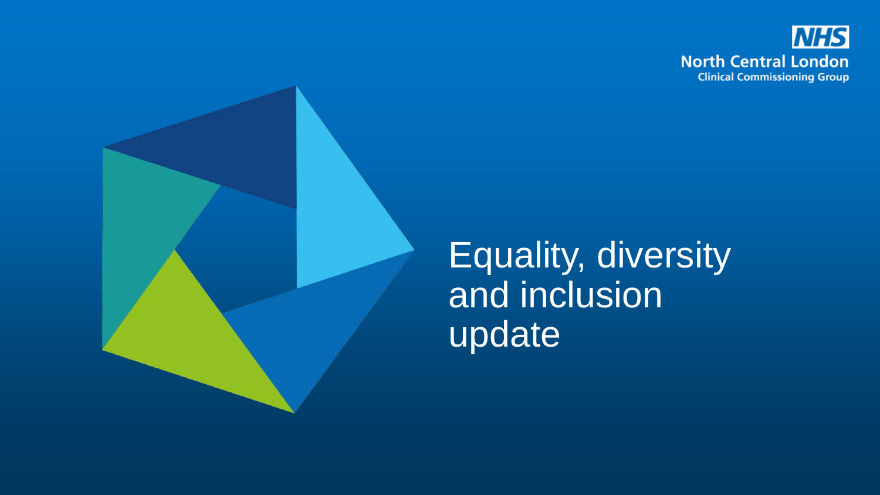NHS
North Central London
Clinical Commissioning Group

# Equality, diversity and inclusion update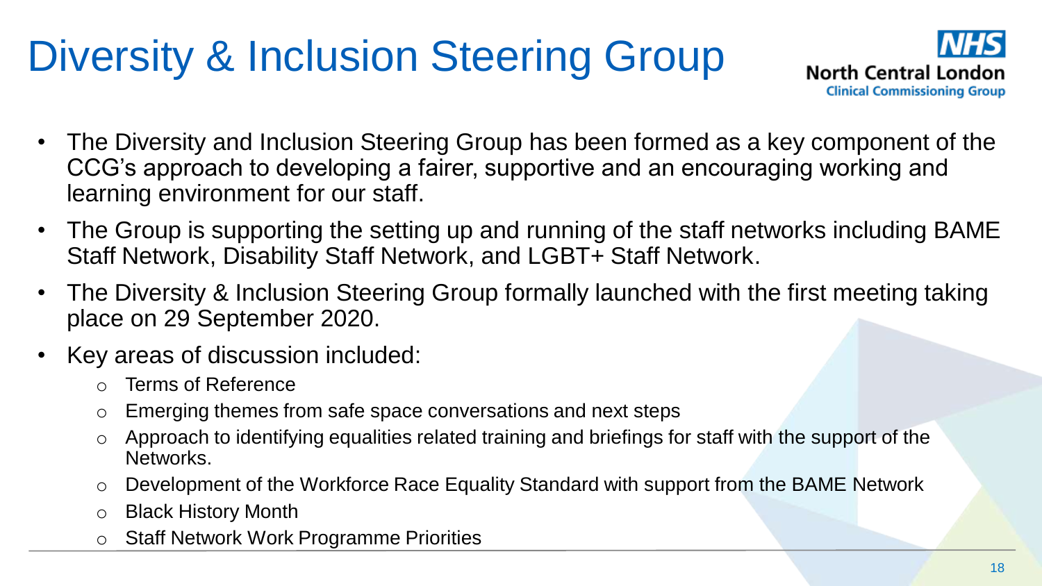# Diversity & Inclusion Steering Group

NHS North Central London Clinical Commissioning Group

- The Diversity and Inclusion Steering Group has been formed as a key component of the CCG's approach to developing a fairer, supportive and an encouraging working and learning environment for our staff.
- The Group is supporting the setting up and running of the staff networks including BAME Staff Network, Disability Staff Network, and LGBT+ Staff Network.
- The Diversity & Inclusion Steering Group formally launched with the first meeting taking place on 29 September 2020.
- Key areas of discussion included:
  - Terms of Reference
  - Emerging themes from safe space conversations and next steps
  - Approach to identifying equalities related training and briefings for staff with the support of the Networks.
  - Development of the Workforce Race Equality Standard with support from the BAME Network
  - Black History Month
  - Staff Network Work Programme Priorities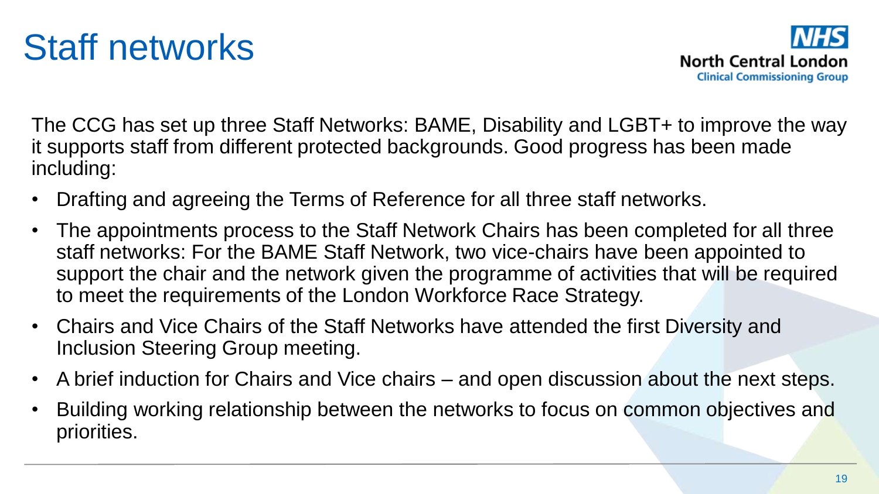# Staff networks

The CCG has set up three Staff Networks: BAME, Disability and LGBT+ to improve the way it supports staff from different protected backgrounds. Good progress has been made including:

- Drafting and agreeing the Terms of Reference for all three staff networks.
- The appointments process to the Staff Network Chairs has been completed for all three staff networks: For the BAME Staff Network, two vice-chairs have been appointed to support the chair and the network given the programme of activities that will be required to meet the requirements of the London Workforce Race Strategy.
- Chairs and Vice Chairs of the Staff Networks have attended the first Diversity and Inclusion Steering Group meeting.
- A brief induction for Chairs and Vice chairs – and open discussion about the next steps.
- Building working relationship between the networks to focus on common objectives and priorities.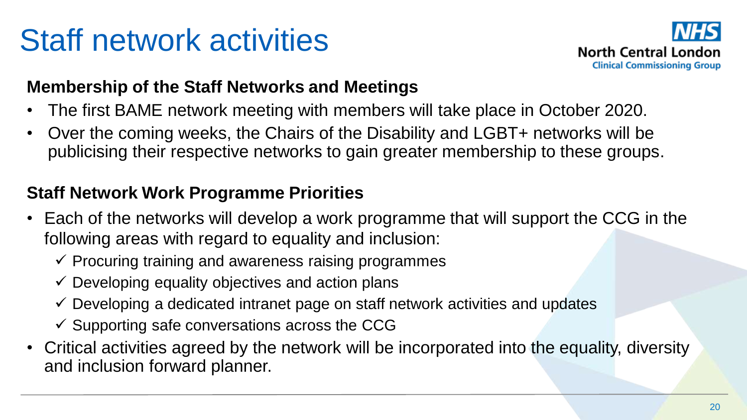# Staff network activities

NHS
North Central London
Clinical Commissioning Group

**Membership of the Staff Networks and Meetings**

- The first BAME network meeting with members will take place in October 2020.
- Over the coming weeks, the Chairs of the Disability and LGBT+ networks will be publicising their respective networks to gain greater membership to these groups.

**Staff Network Work Programme Priorities**

- Each of the networks will develop a work programme that will support the CCG in the following areas with regard to equality and inclusion:
  - ✓ Procuring training and awareness raising programmes
  - ✓ Developing equality objectives and action plans
  - ✓ Developing a dedicated intranet page on staff network activities and updates
  - ✓ Supporting safe conversations across the CCG
- Critical activities agreed by the network will be incorporated into the equality, diversity and inclusion forward planner.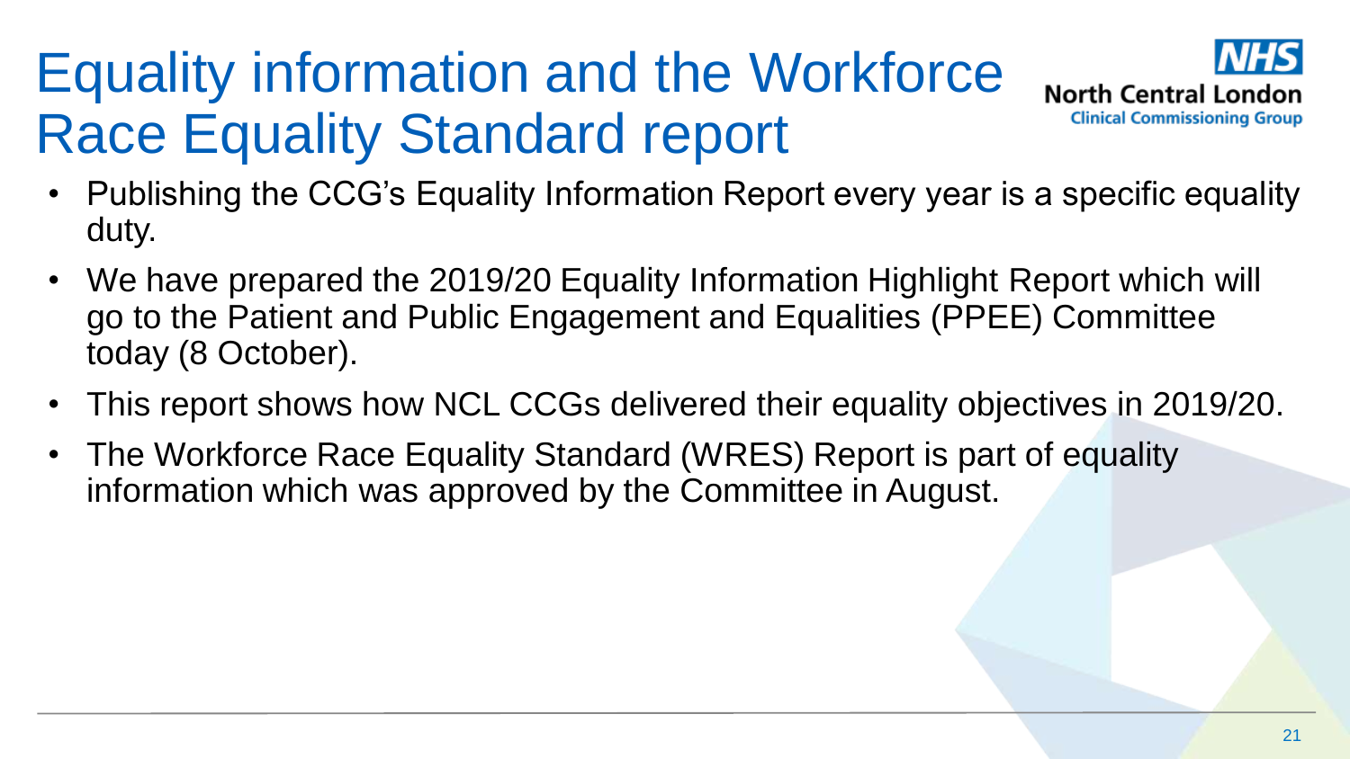# Equality information and the Workforce Race Equality Standard report

- Publishing the CCG's Equality Information Report every year is a specific equality duty.
- We have prepared the 2019/20 Equality Information Highlight Report which will go to the Patient and Public Engagement and Equalities (PPEE) Committee today (8 October).
- This report shows how NCL CCGs delivered their equality objectives in 2019/20.
- The Workforce Race Equality Standard (WRES) Report is part of equality information which was approved by the Committee in August.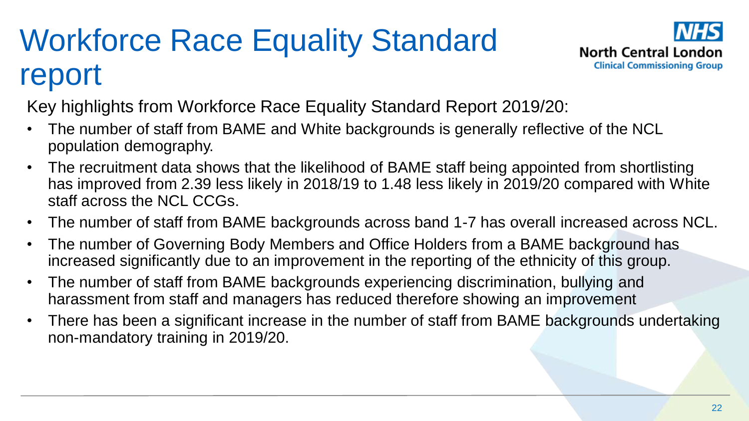# Workforce Race Equality Standard report

North Central London Clinical Commissioning Group

Key highlights from Workforce Race Equality Standard Report 2019/20:

- The number of staff from BAME and White backgrounds is generally reflective of the NCL population demography.
- The recruitment data shows that the likelihood of BAME staff being appointed from shortlisting has improved from 2.39 less likely in 2018/19 to 1.48 less likely in 2019/20 compared with White staff across the NCL CCGs.
- The number of staff from BAME backgrounds across band 1-7 has overall increased across NCL.
- The number of Governing Body Members and Office Holders from a BAME background has increased significantly due to an improvement in the reporting of the ethnicity of this group.
- The number of staff from BAME backgrounds experiencing discrimination, bullying and harassment from staff and managers has reduced therefore showing an improvement
- There has been a significant increase in the number of staff from BAME backgrounds undertaking non-mandatory training in 2019/20.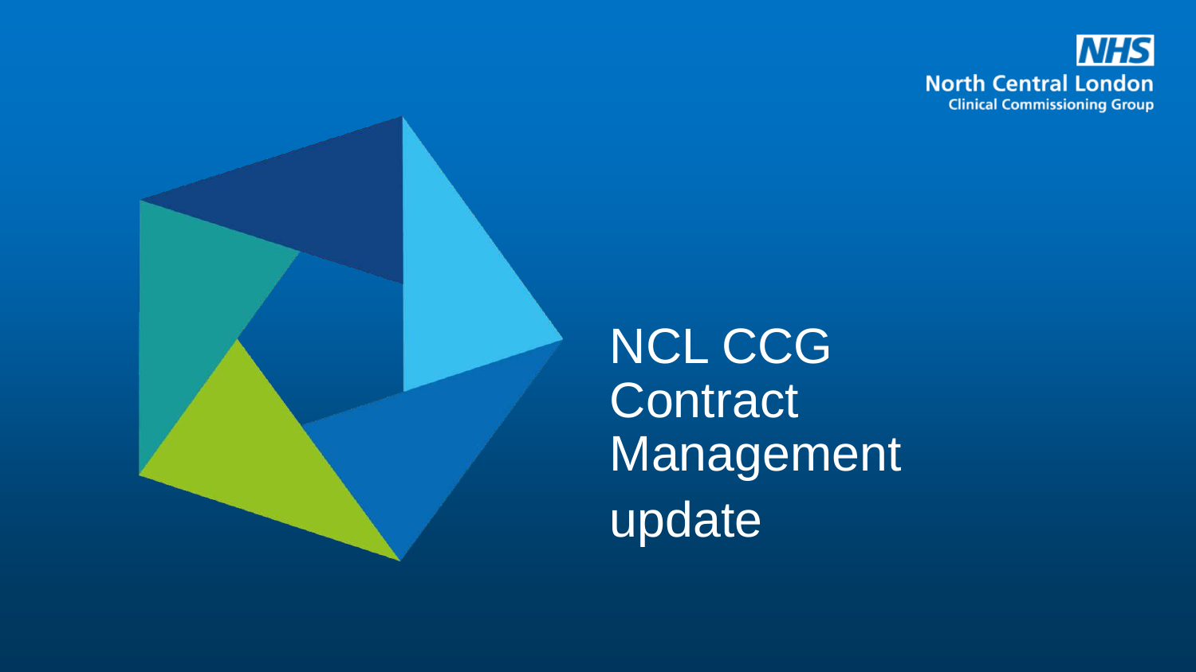NHS
North Central London
Clinical Commissioning Group

# NCL CCG Contract Management update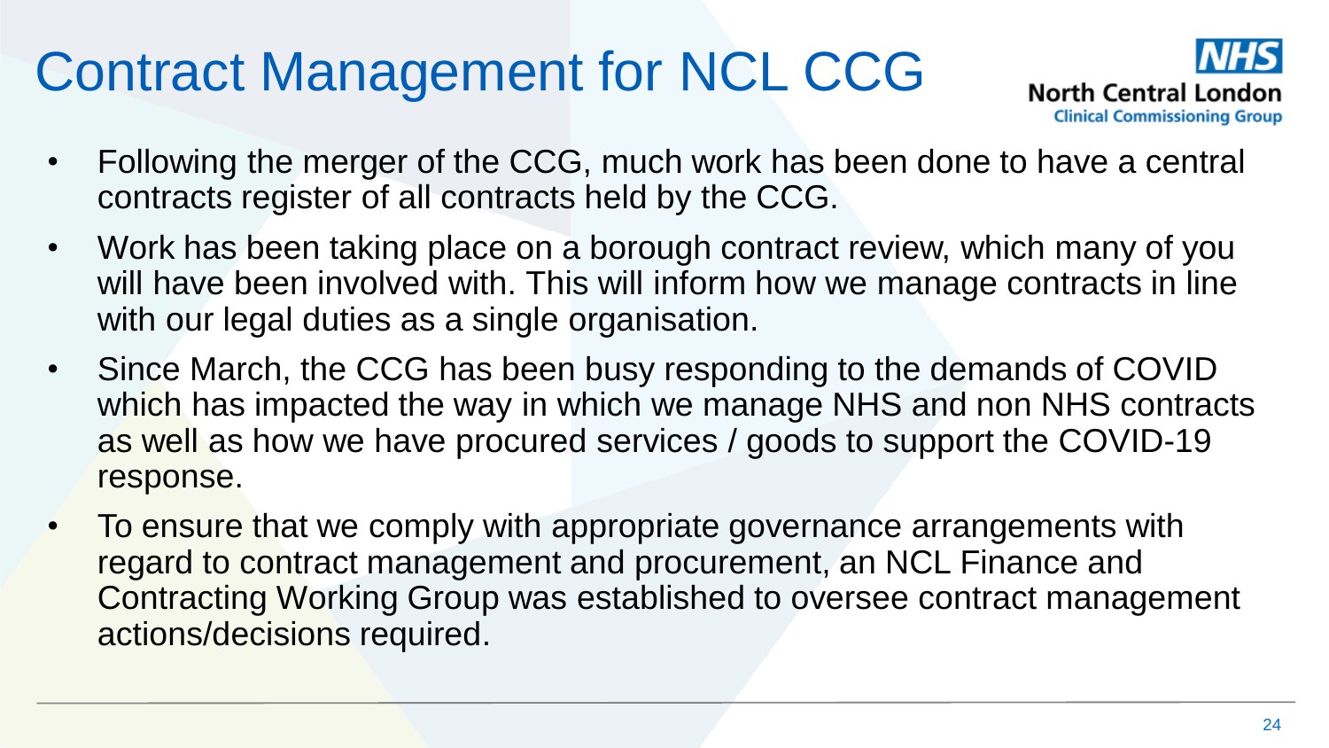# Contract Management for NCL CCG

- Following the merger of the CCG, much work has been done to have a central contracts register of all contracts held by the CCG.
- Work has been taking place on a borough contract review, which many of you will have been involved with. This will inform how we manage contracts in line with our legal duties as a single organisation.
- Since March, the CCG has been busy responding to the demands of COVID which has impacted the way in which we manage NHS and non NHS contracts as well as how we have procured services / goods to support the COVID-19 response.
- To ensure that we comply with appropriate governance arrangements with regard to contract management and procurement, an NCL Finance and Contracting Working Group was established to oversee contract management actions/decisions required.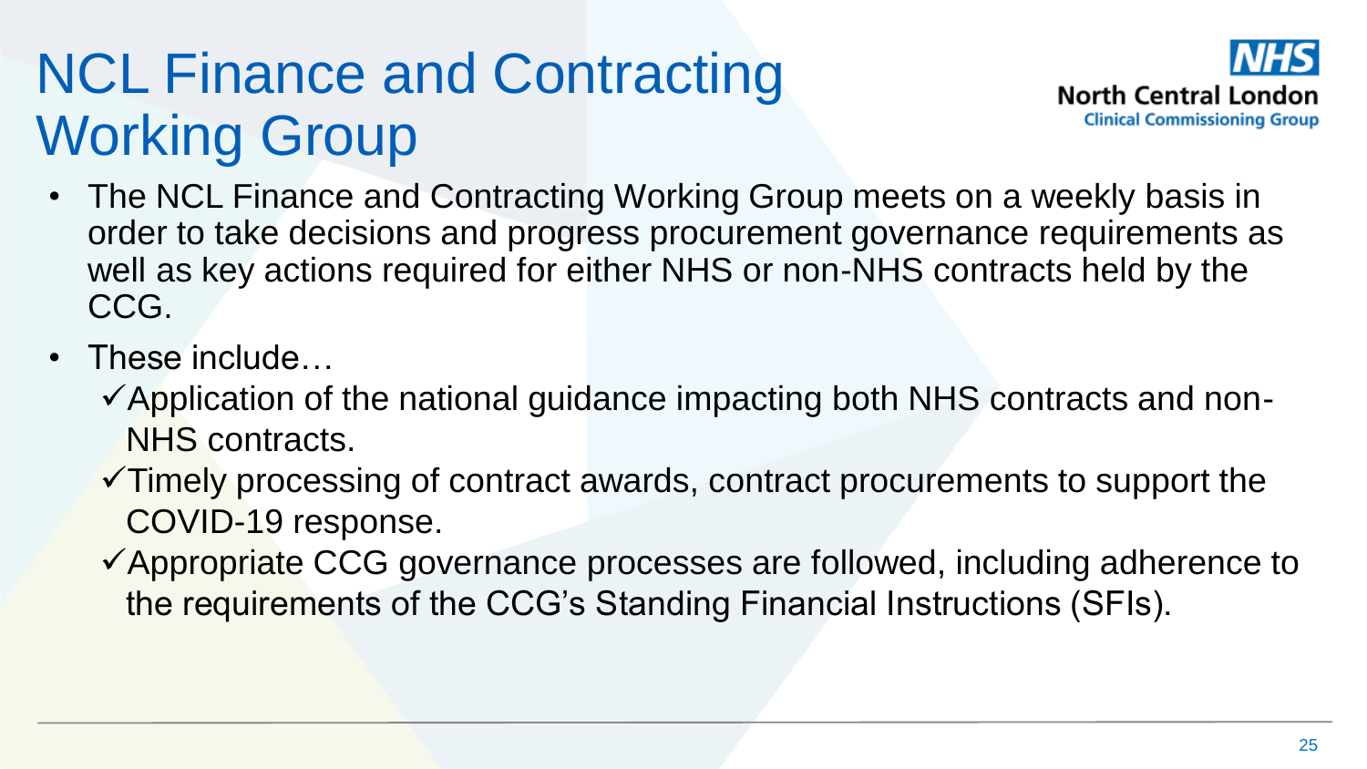# NCL Finance and Contracting Working Group

North Central London Clinical Commissioning Group

- The NCL Finance and Contracting Working Group meets on a weekly basis in order to take decisions and progress procurement governance requirements as well as key actions required for either NHS or non-NHS contracts held by the CCG.
- These include…
  - ✓ Application of the national guidance impacting both NHS contracts and non-NHS contracts.
  - ✓ Timely processing of contract awards, contract procurements to support the COVID-19 response.
  - ✓ Appropriate CCG governance processes are followed, including adherence to the requirements of the CCG's Standing Financial Instructions (SFIs).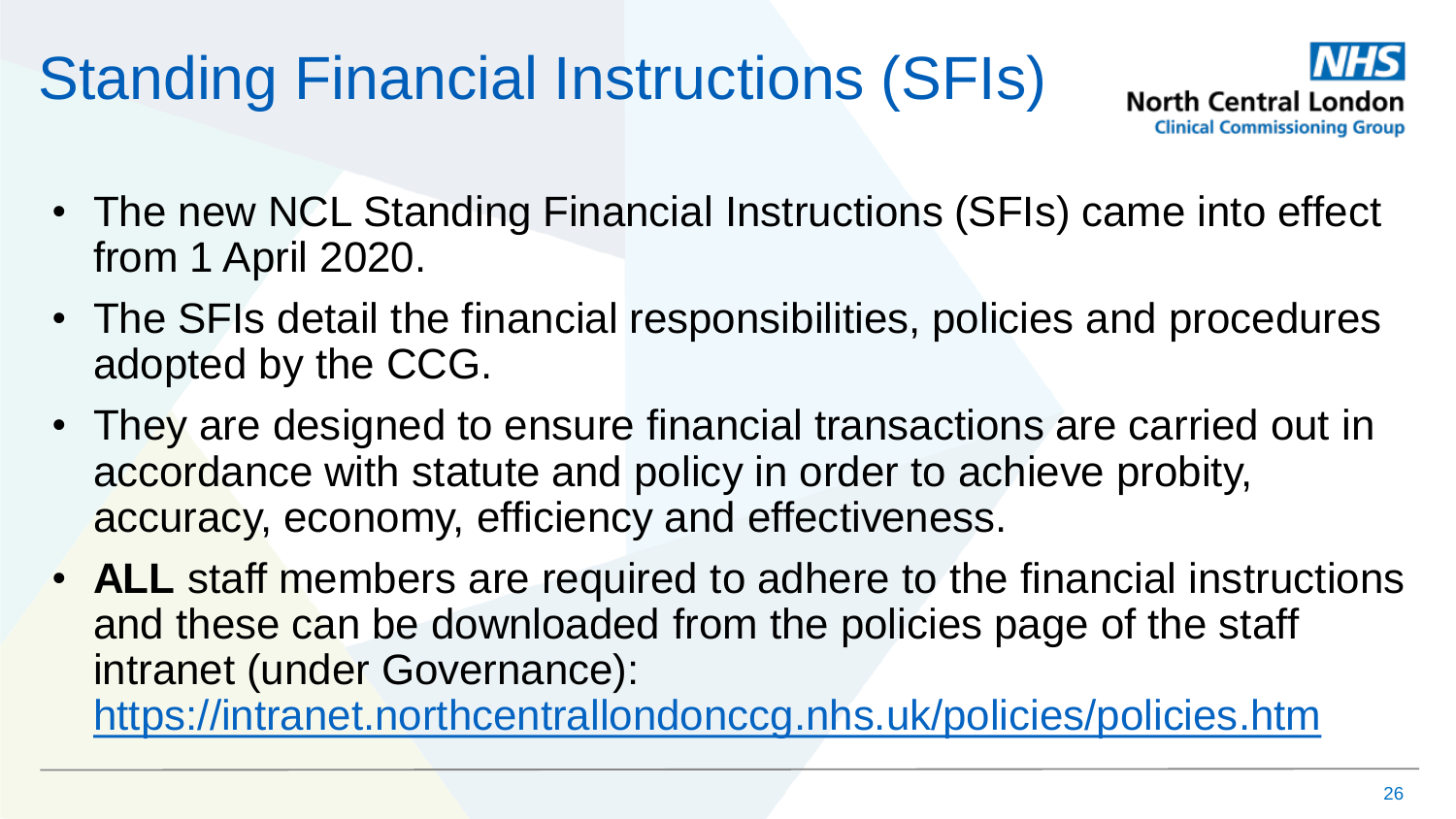# Standing Financial Instructions (SFIs)

- The new NCL Standing Financial Instructions (SFIs) came into effect from 1 April 2020.
- The SFIs detail the financial responsibilities, policies and procedures adopted by the CCG.
- They are designed to ensure financial transactions are carried out in accordance with statute and policy in order to achieve probity, accuracy, economy, efficiency and effectiveness.
- **ALL** staff members are required to adhere to the financial instructions and these can be downloaded from the policies page of the staff intranet (under Governance): https://intranet.northcentrallondonccg.nhs.uk/policies/policies.htm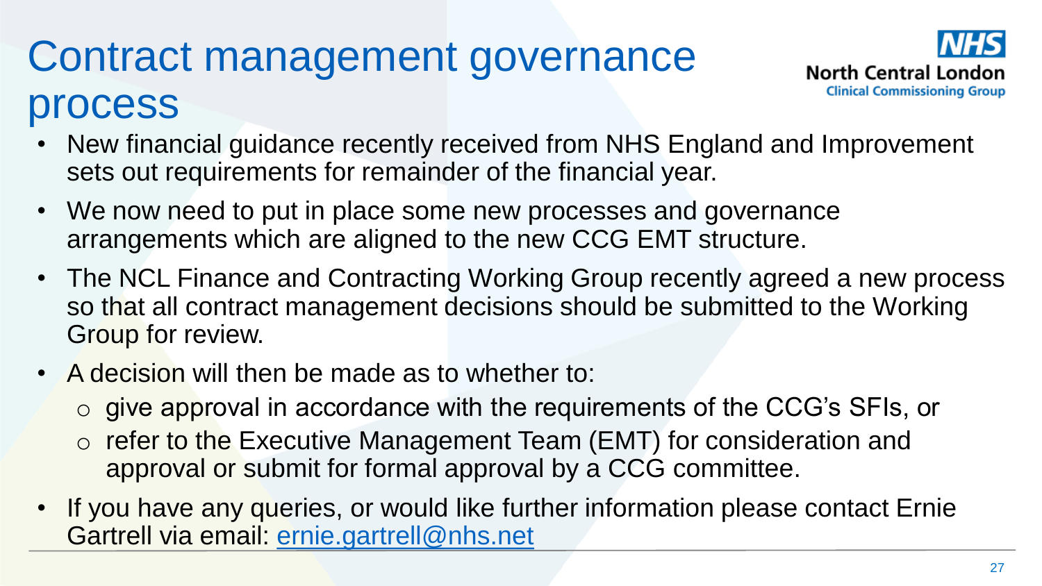# Contract management governance process

NHS North Central London Clinical Commissioning Group

- New financial guidance recently received from NHS England and Improvement sets out requirements for remainder of the financial year.
- We now need to put in place some new processes and governance arrangements which are aligned to the new CCG EMT structure.
- The NCL Finance and Contracting Working Group recently agreed a new process so that all contract management decisions should be submitted to the Working Group for review.
- A decision will then be made as to whether to:
  - give approval in accordance with the requirements of the CCG's SFIs, or
  - refer to the Executive Management Team (EMT) for consideration and approval or submit for formal approval by a CCG committee.
- If you have any queries, or would like further information please contact Ernie Gartrell via email: ernie.gartrell@nhs.net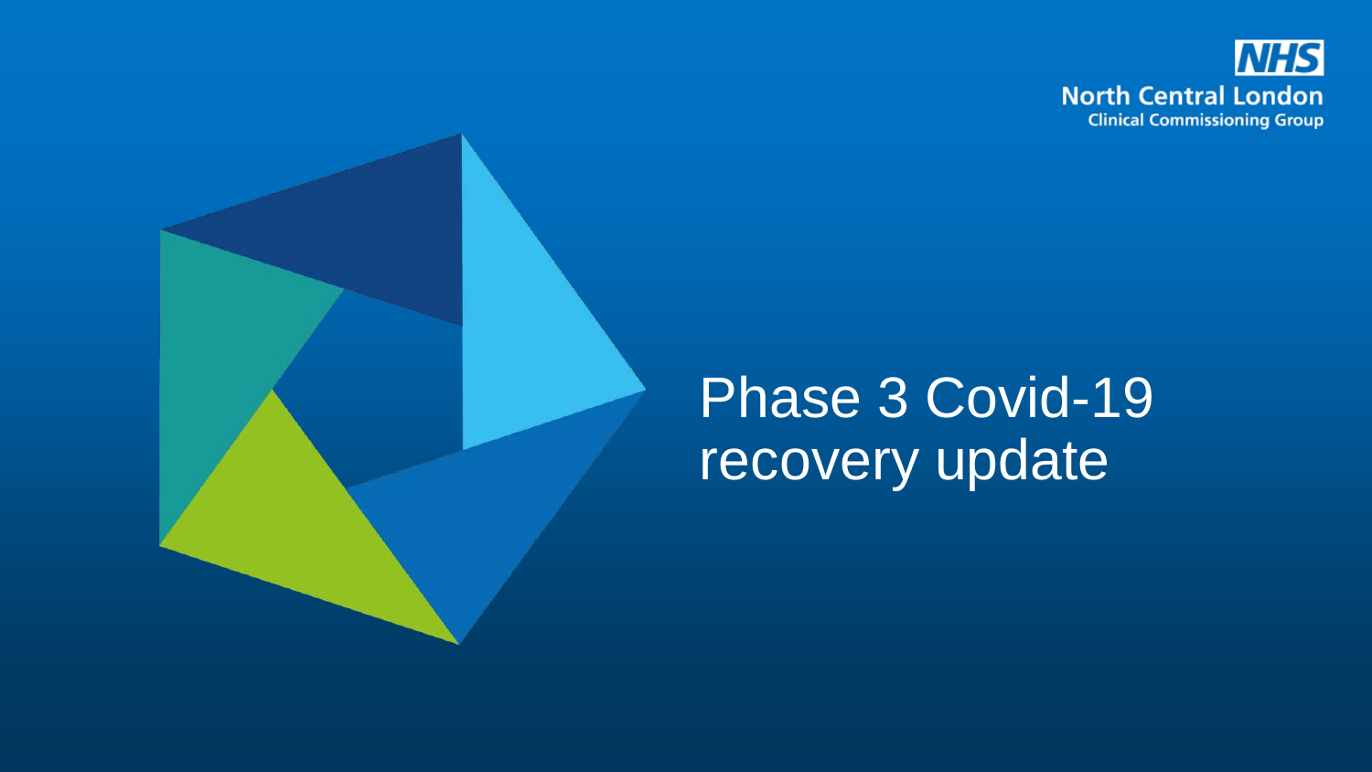NHS
North Central London
Clinical Commissioning Group

# Phase 3 Covid-19 recovery update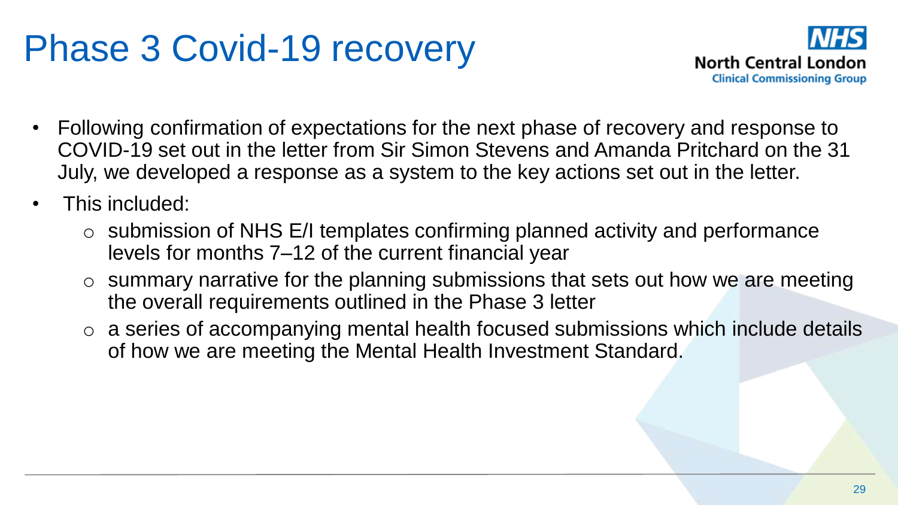# Phase 3 Covid-19 recovery

- Following confirmation of expectations for the next phase of recovery and response to COVID-19 set out in the letter from Sir Simon Stevens and Amanda Pritchard on the 31 July, we developed a response as a system to the key actions set out in the letter.
- This included:
  - submission of NHS E/I templates confirming planned activity and performance levels for months 7–12 of the current financial year
  - summary narrative for the planning submissions that sets out how we are meeting the overall requirements outlined in the Phase 3 letter
  - a series of accompanying mental health focused submissions which include details of how we are meeting the Mental Health Investment Standard.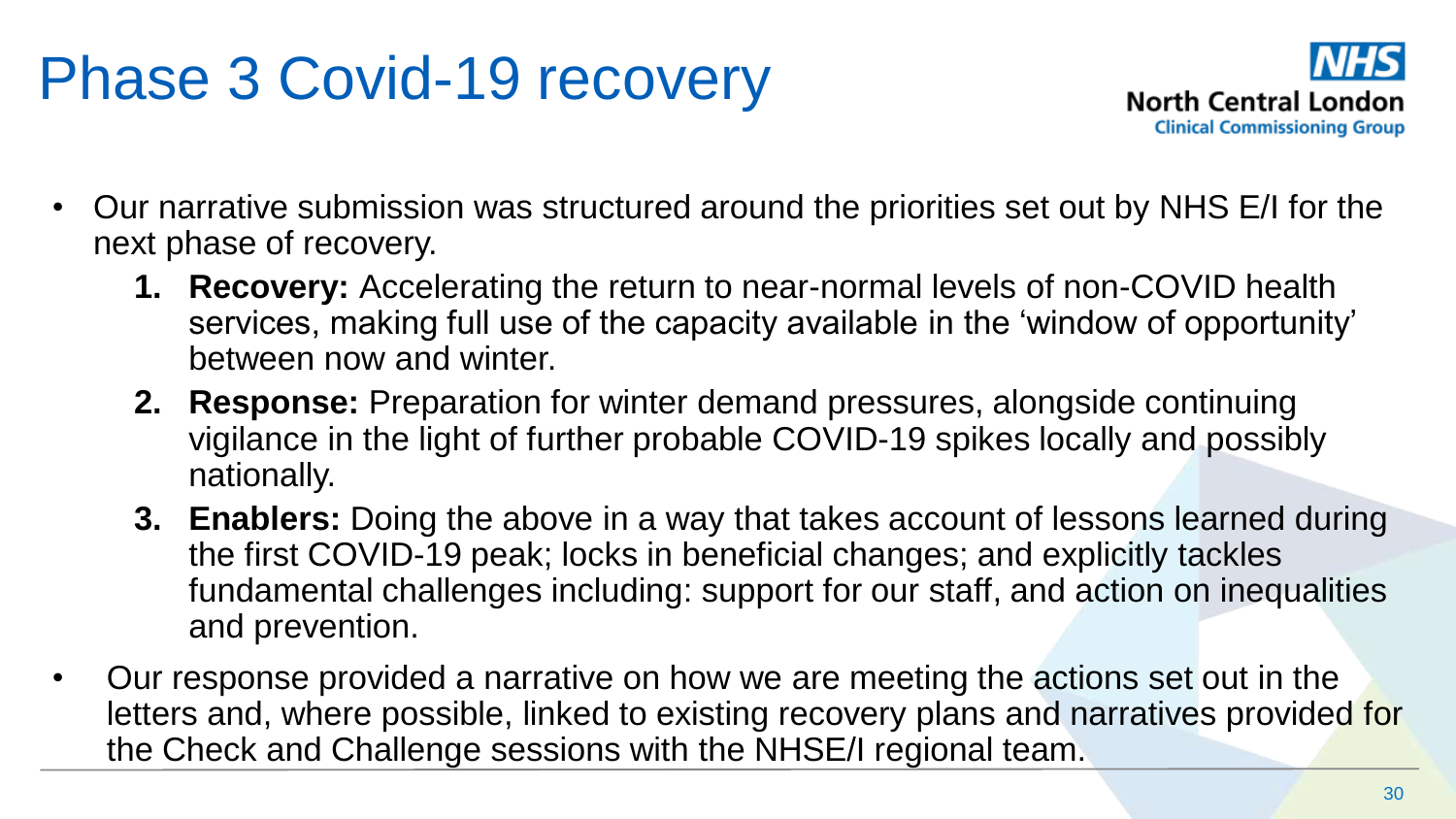# Phase 3 Covid-19 recovery

- Our narrative submission was structured around the priorities set out by NHS E/I for the next phase of recovery.
  1. **Recovery:** Accelerating the return to near-normal levels of non-COVID health services, making full use of the capacity available in the 'window of opportunity' between now and winter.
  2. **Response:** Preparation for winter demand pressures, alongside continuing vigilance in the light of further probable COVID-19 spikes locally and possibly nationally.
  3. **Enablers:** Doing the above in a way that takes account of lessons learned during the first COVID-19 peak; locks in beneficial changes; and explicitly tackles fundamental challenges including: support for our staff, and action on inequalities and prevention.
- Our response provided a narrative on how we are meeting the actions set out in the letters and, where possible, linked to existing recovery plans and narratives provided for the Check and Challenge sessions with the NHSE/I regional team.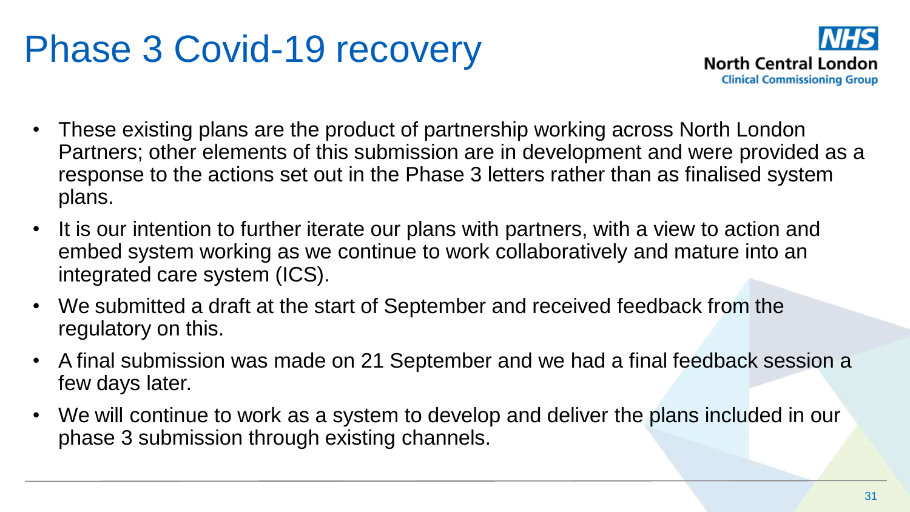# Phase 3 Covid-19 recovery

- These existing plans are the product of partnership working across North London Partners; other elements of this submission are in development and were provided as a response to the actions set out in the Phase 3 letters rather than as finalised system plans.
- It is our intention to further iterate our plans with partners, with a view to action and embed system working as we continue to work collaboratively and mature into an integrated care system (ICS).
- We submitted a draft at the start of September and received feedback from the regulatory on this.
- A final submission was made on 21 September and we had a final feedback session a few days later.
- We will continue to work as a system to develop and deliver the plans included in our phase 3 submission through existing channels.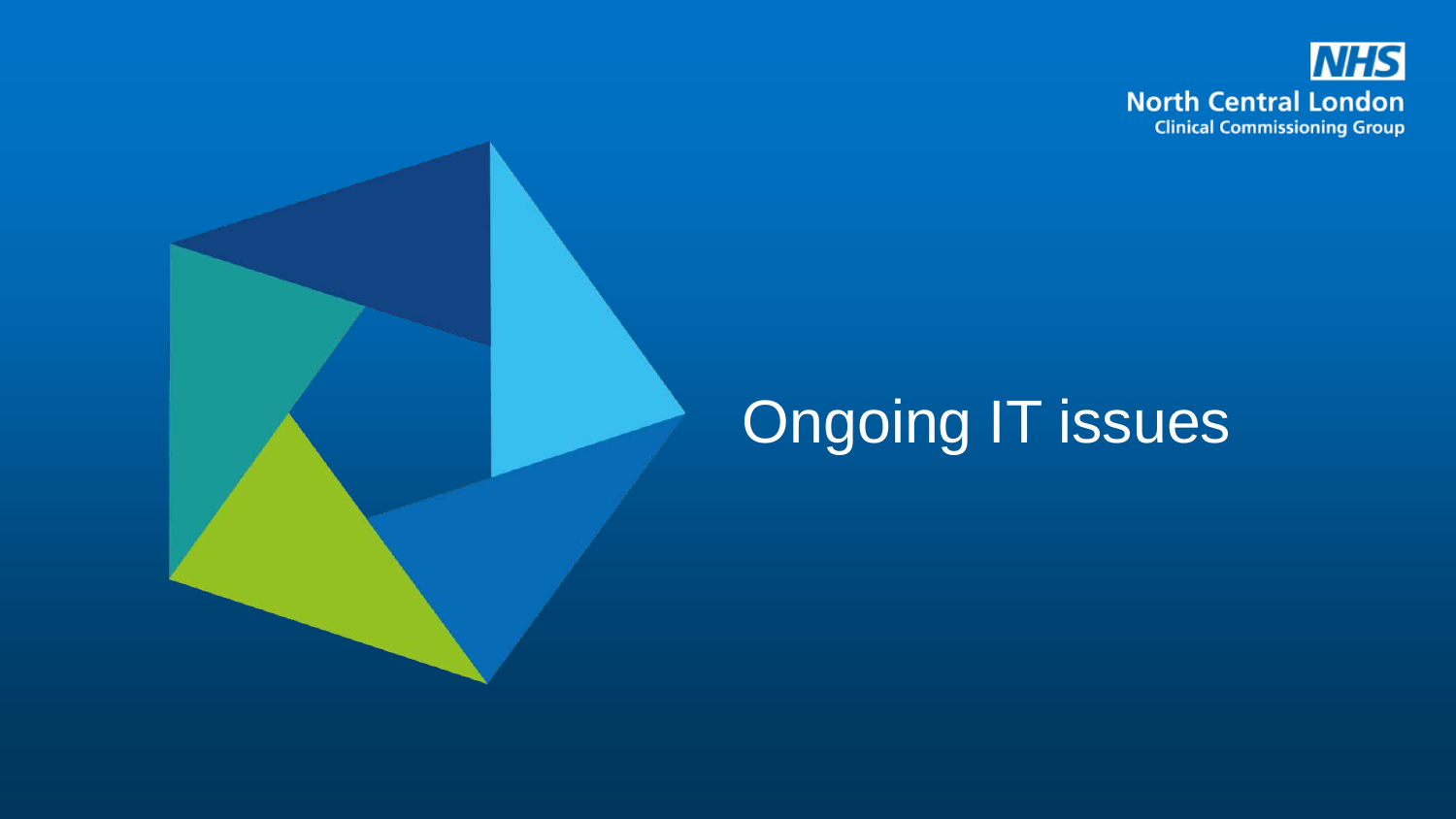# Ongoing IT issues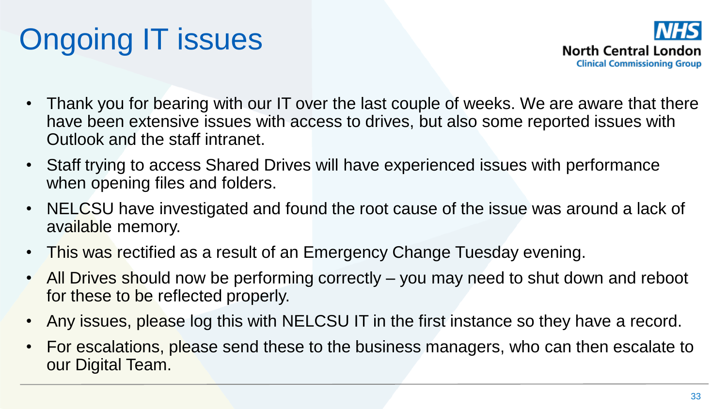# Ongoing IT issues

NHS North Central London Clinical Commissioning Group

- Thank you for bearing with our IT over the last couple of weeks. We are aware that there have been extensive issues with access to drives, but also some reported issues with Outlook and the staff intranet.
- Staff trying to access Shared Drives will have experienced issues with performance when opening files and folders.
- NELCSU have investigated and found the root cause of the issue was around a lack of available memory.
- This was rectified as a result of an Emergency Change Tuesday evening.
- All Drives should now be performing correctly – you may need to shut down and reboot for these to be reflected properly.
- Any issues, please log this with NELCSU IT in the first instance so they have a record.
- For escalations, please send these to the business managers, who can then escalate to our Digital Team.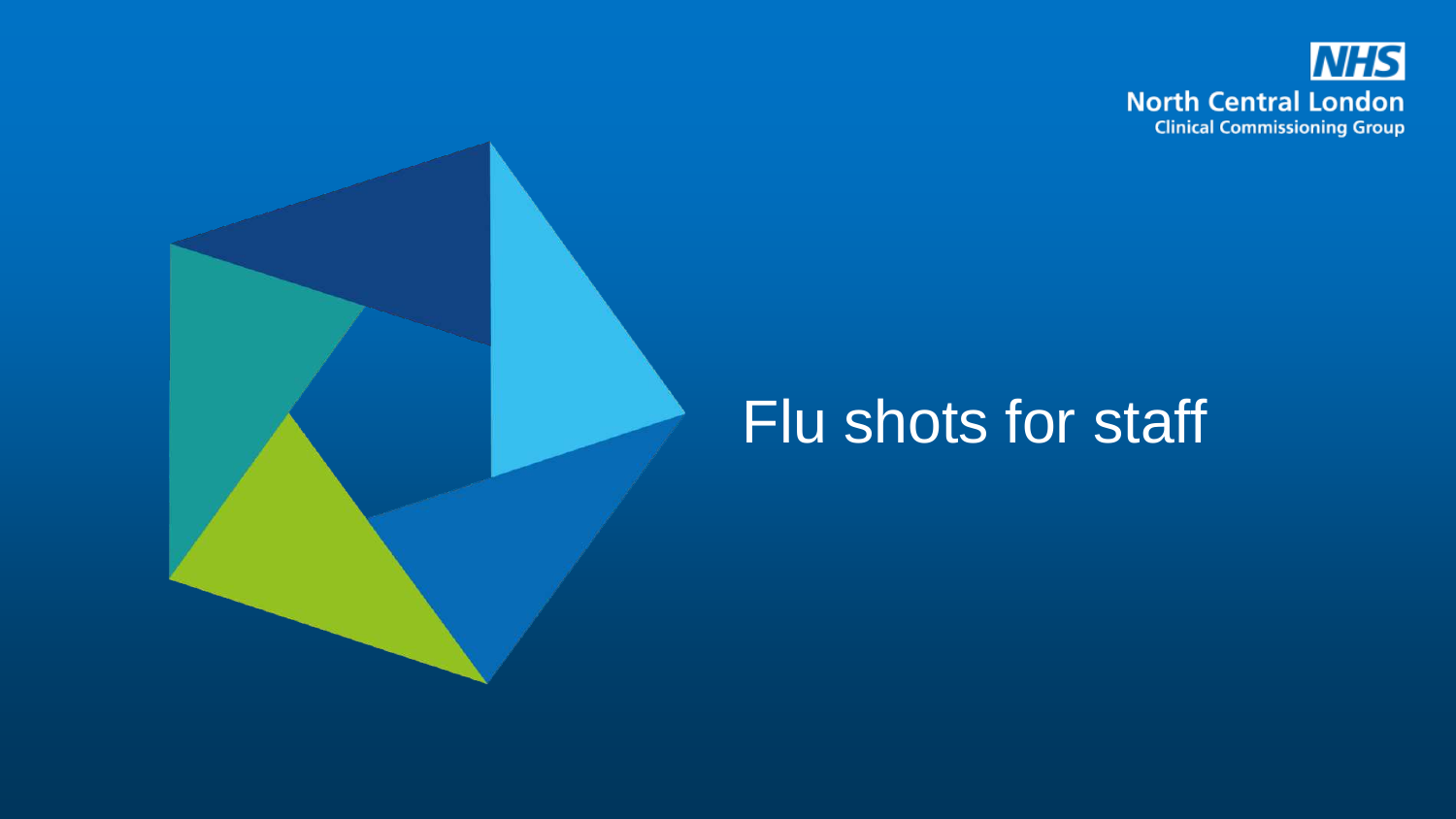NHS
North Central London
Clinical Commissioning Group

# Flu shots for staff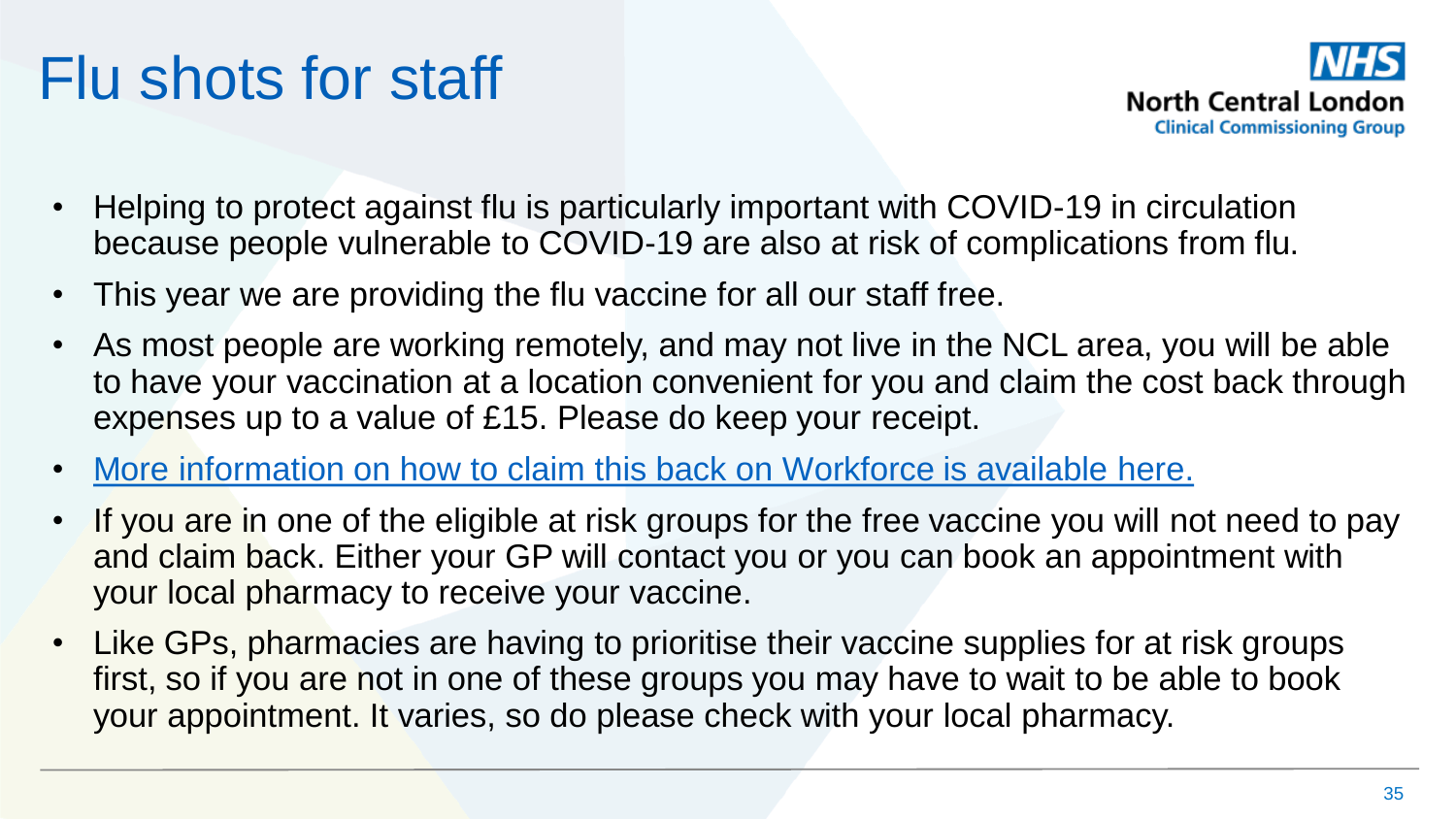# Flu shots for staff

- Helping to protect against flu is particularly important with COVID-19 in circulation because people vulnerable to COVID-19 are also at risk of complications from flu.
- This year we are providing the flu vaccine for all our staff free.
- As most people are working remotely, and may not live in the NCL area, you will be able to have your vaccination at a location convenient for you and claim the cost back through expenses up to a value of £15. Please do keep your receipt.
- More information on how to claim this back on Workforce is available here.
- If you are in one of the eligible at risk groups for the free vaccine you will not need to pay and claim back. Either your GP will contact you or you can book an appointment with your local pharmacy to receive your vaccine.
- Like GPs, pharmacies are having to prioritise their vaccine supplies for at risk groups first, so if you are not in one of these groups you may have to wait to be able to book your appointment. It varies, so do please check with your local pharmacy.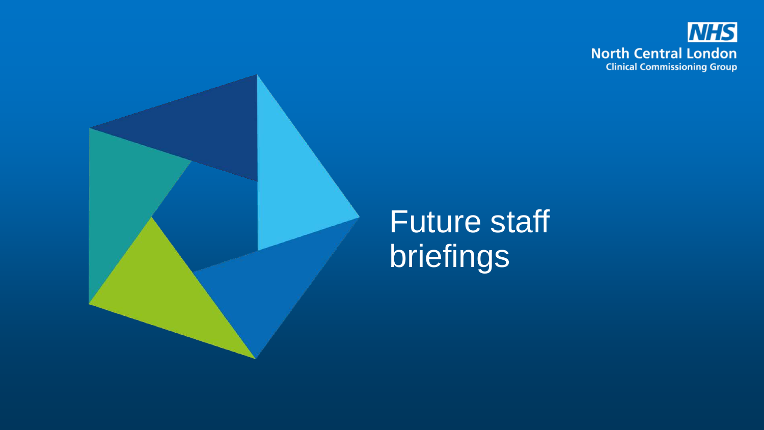NHS
North Central London
Clinical Commissioning Group

# Future staff briefings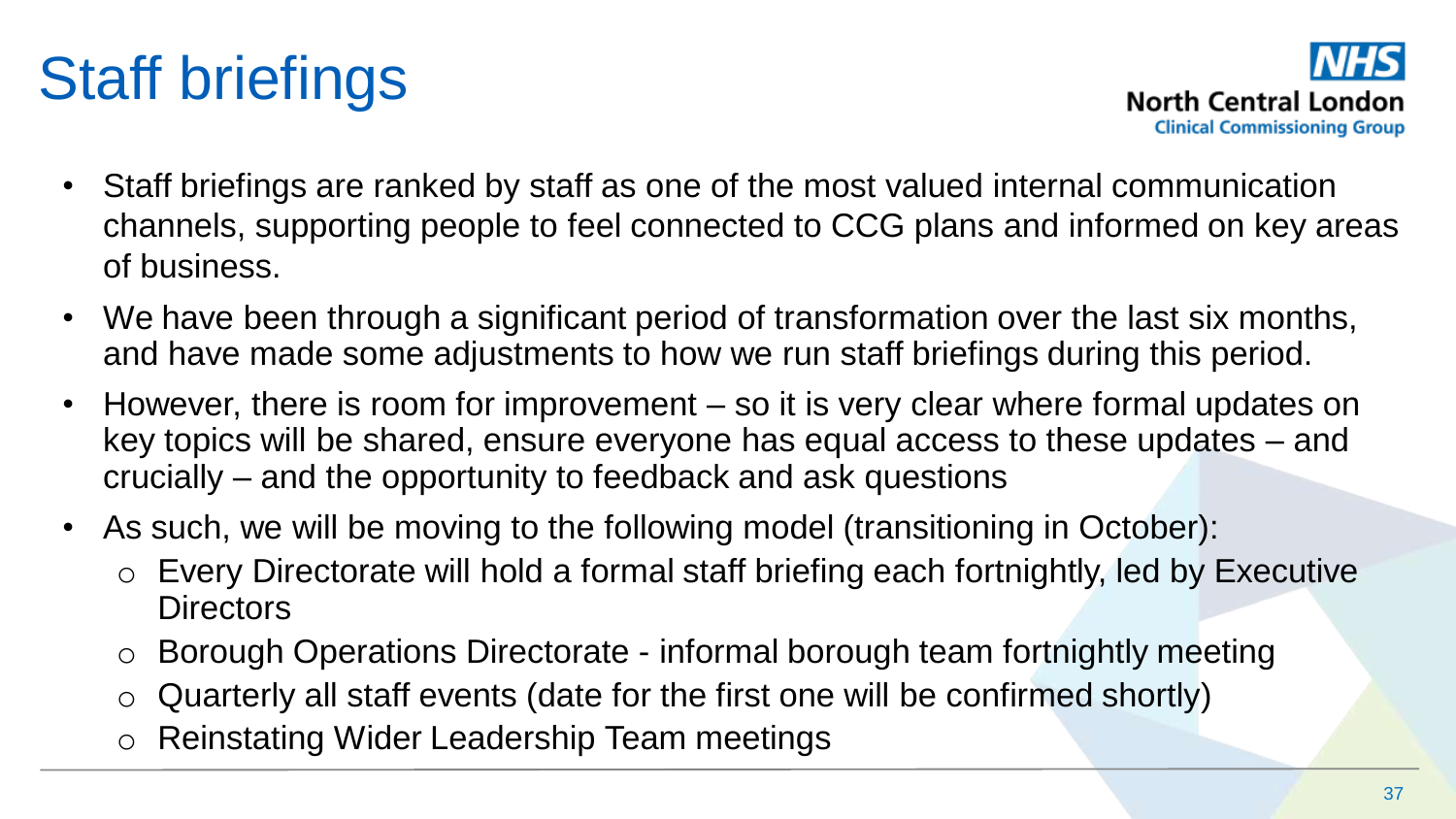# Staff briefings

NHS North Central London Clinical Commissioning Group

- Staff briefings are ranked by staff as one of the most valued internal communication channels, supporting people to feel connected to CCG plans and informed on key areas of business.
- We have been through a significant period of transformation over the last six months, and have made some adjustments to how we run staff briefings during this period.
- However, there is room for improvement – so it is very clear where formal updates on key topics will be shared, ensure everyone has equal access to these updates – and crucially – and the opportunity to feedback and ask questions
- As such, we will be moving to the following model (transitioning in October):
  - Every Directorate will hold a formal staff briefing each fortnightly, led by Executive Directors
  - Borough Operations Directorate - informal borough team fortnightly meeting
  - Quarterly all staff events (date for the first one will be confirmed shortly)
  - Reinstating Wider Leadership Team meetings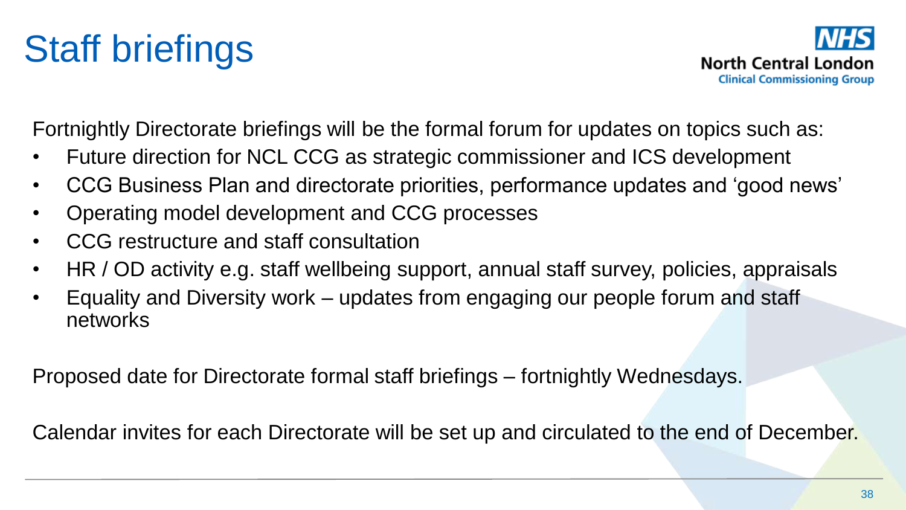# Staff briefings

NHS North Central London Clinical Commissioning Group

Fortnightly Directorate briefings will be the formal forum for updates on topics such as:

- Future direction for NCL CCG as strategic commissioner and ICS development
- CCG Business Plan and directorate priorities, performance updates and 'good news'
- Operating model development and CCG processes
- CCG restructure and staff consultation
- HR / OD activity e.g. staff wellbeing support, annual staff survey, policies, appraisals
- Equality and Diversity work – updates from engaging our people forum and staff networks

Proposed date for Directorate formal staff briefings – fortnightly Wednesdays.

Calendar invites for each Directorate will be set up and circulated to the end of December.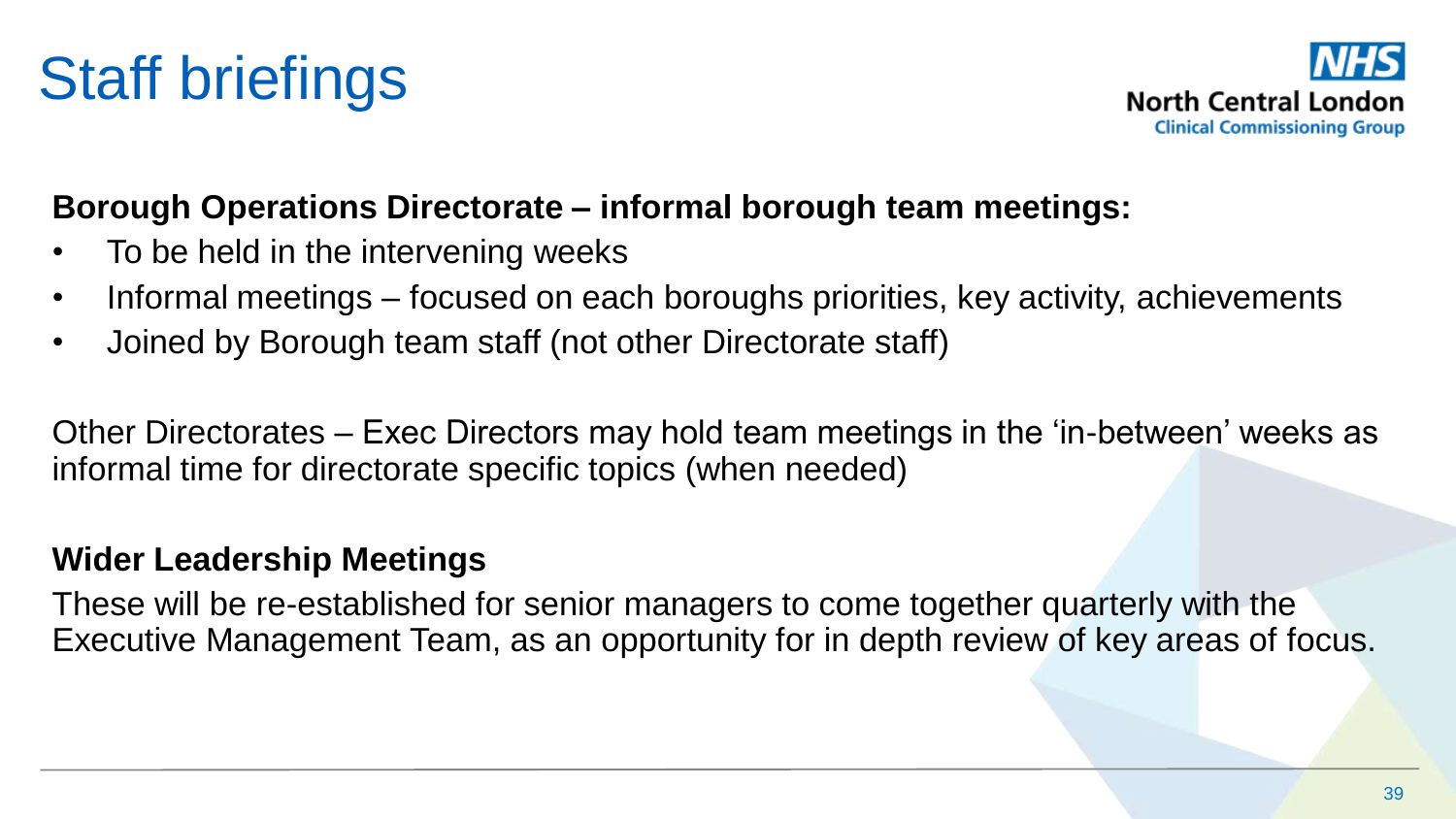# Staff briefings

**Borough Operations Directorate – informal borough team meetings:**

- To be held in the intervening weeks
- Informal meetings – focused on each boroughs priorities, key activity, achievements
- Joined by Borough team staff (not other Directorate staff)

Other Directorates – Exec Directors may hold team meetings in the ‘in-between’ weeks as informal time for directorate specific topics (when needed)

**Wider Leadership Meetings**

These will be re-established for senior managers to come together quarterly with the Executive Management Team, as an opportunity for in depth review of key areas of focus.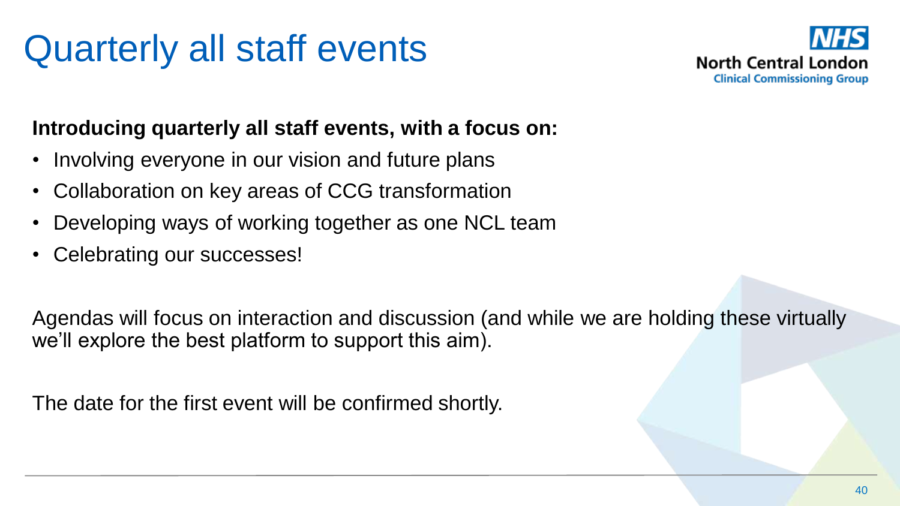# Quarterly all staff events

**Introducing quarterly all staff events, with a focus on:**

- Involving everyone in our vision and future plans
- Collaboration on key areas of CCG transformation
- Developing ways of working together as one NCL team
- Celebrating our successes!

Agendas will focus on interaction and discussion (and while we are holding these virtually we'll explore the best platform to support this aim).

The date for the first event will be confirmed shortly.